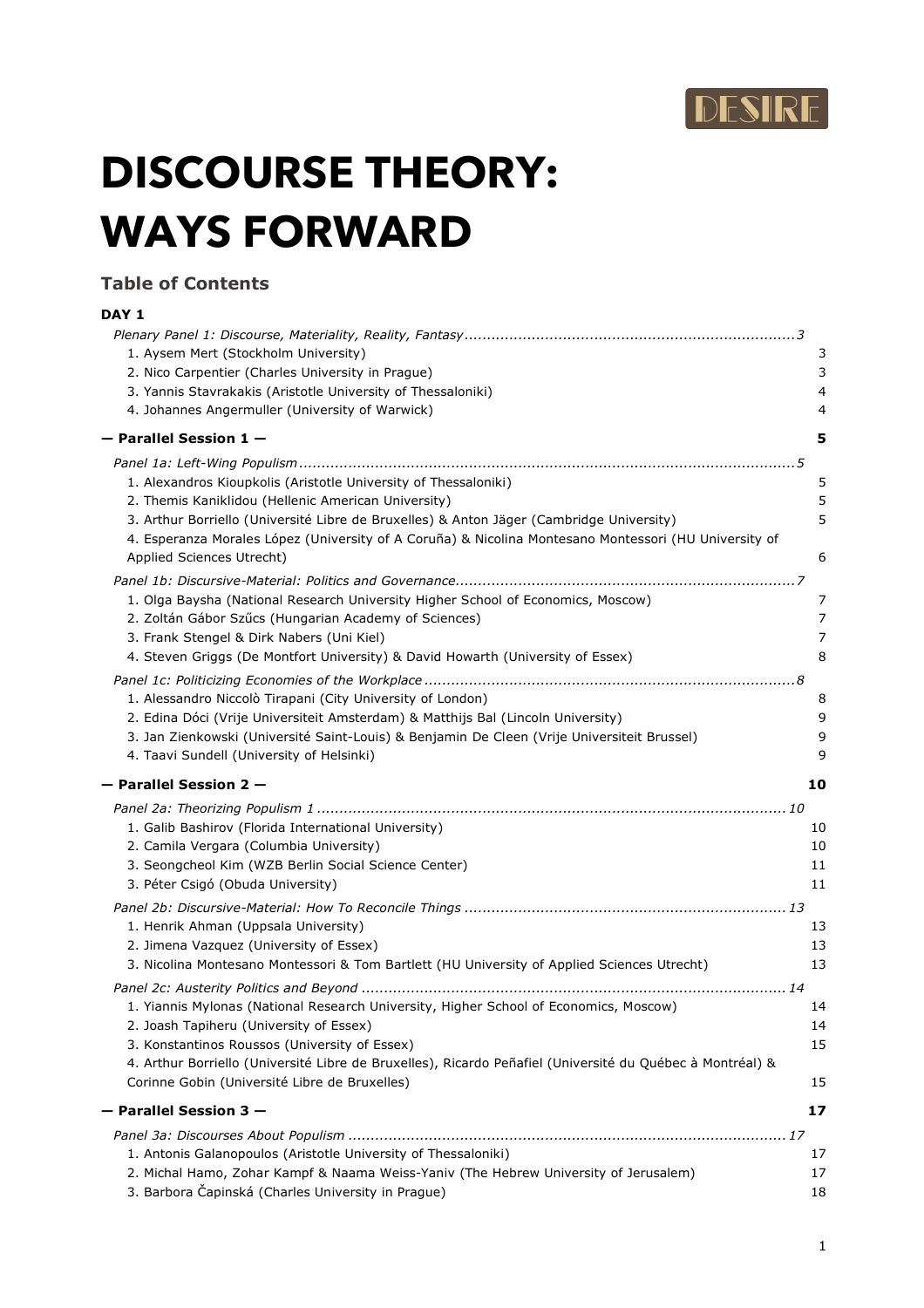DESIRE

# DISCOURSE THEORY: WAYS FORWARD

## Table of Contents

**DAY 1**

*Plenary Panel 1: Discourse, Materiality, Reality, Fantasy* ..... 3

1. Aysem Mert (Stockholm University) 3
2. Nico Carpentier (Charles University in Prague) 3
3. Yannis Stavrakakis (Aristotle University of Thessaloniki) 4
4. Johannes Angermuller (University of Warwick) 4

**— Parallel Session 1 —** 5

*Panel 1a: Left-Wing Populism* ..... 5

1. Alexandros Kioupkolis (Aristotle University of Thessaloniki) 5
2. Themis Kaniklidou (Hellenic American University) 5
3. Arthur Borriello (Université Libre de Bruxelles) & Anton Jäger (Cambridge University) 5
4. Esperanza Morales López (University of A Coruña) & Nicolina Montesano Montessori (HU University of Applied Sciences Utrecht) 6

*Panel 1b: Discursive-Material: Politics and Governance* ..... 7

1. Olga Baysha (National Research University Higher School of Economics, Moscow) 7
2. Zoltán Gábor Szűcs (Hungarian Academy of Sciences) 7
3. Frank Stengel & Dirk Nabers (Uni Kiel) 7
4. Steven Griggs (De Montfort University) & David Howarth (University of Essex) 8

*Panel 1c: Politicizing Economies of the Workplace* ..... 8

1. Alessandro Niccolò Tirapani (City University of London) 8
2. Edina Dóci (Vrije Universiteit Amsterdam) & Matthijs Bal (Lincoln University) 9
3. Jan Zienkowski (Université Saint-Louis) & Benjamin De Cleen (Vrije Universiteit Brussel) 9
4. Taavi Sundell (University of Helsinki) 9

**— Parallel Session 2 —** 10

*Panel 2a: Theorizing Populism 1* ..... 10

1. Galib Bashirov (Florida International University) 10
2. Camila Vergara (Columbia University) 10
3. Seongcheol Kim (WZB Berlin Social Science Center) 11
4. Péter Csigó (Obuda University) 11

*Panel 2b: Discursive-Material: How To Reconcile Things* ..... 13

1. Henrik Ahman (Uppsala University) 13
2. Jimena Vazquez (University of Essex) 13
3. Nicolina Montesano Montessori & Tom Bartlett (HU University of Applied Sciences Utrecht) 13

*Panel 2c: Austerity Politics and Beyond* ..... 14

1. Yiannis Mylonas (National Research University, Higher School of Economics, Moscow) 14
2. Joash Tapiheru (University of Essex) 14
3. Konstantinos Roussos (University of Essex) 15
4. Arthur Borriello (Université Libre de Bruxelles), Ricardo Peñafiel (Université du Québec à Montréal) & Corinne Gobin (Université Libre de Bruxelles) 15

**— Parallel Session 3 —** 17

*Panel 3a: Discourses About Populism* ..... 17

1. Antonis Galanopoulos (Aristotle University of Thessaloniki) 17
2. Michal Hamo, Zohar Kampf & Naama Weiss-Yaniv (The Hebrew University of Jerusalem) 17
3. Barbora Čapinská (Charles University in Prague) 18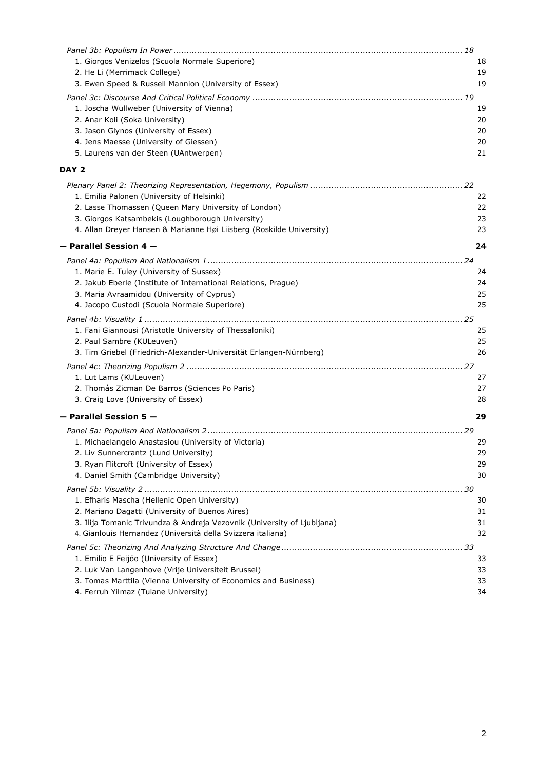*Panel 3b: Populism In Power* ........................................................................................................ 18

1. Giorgos Venizelos (Scuola Normale Superiore) 18
2. He Li (Merrimack College) 19
3. Ewen Speed & Russell Mannion (University of Essex) 19

*Panel 3c: Discourse And Critical Political Economy* ........................................................................ 19

1. Joscha Wullweber (University of Vienna) 19
2. Anar Koli (Soka University) 20
3. Jason Glynos (University of Essex) 20
4. Jens Maesse (University of Giessen) 20
5. Laurens van der Steen (UAntwerpen) 21

## DAY 2

*Plenary Panel 2: Theorizing Representation, Hegemony, Populism* ................................................... 22

1. Emilia Palonen (University of Helsinki) 22
2. Lasse Thomassen (Queen Mary University of London) 22
3. Giorgos Katsambekis (Loughborough University) 23
4. Allan Dreyer Hansen & Marianne Høi Liisberg (Roskilde University) 23

### — Parallel Session 4 — 24

*Panel 4a: Populism And Nationalism 1* ........................................................................................... 24

1. Marie E. Tuley (University of Sussex) 24
2. Jakub Eberle (Institute of International Relations, Prague) 24
3. Maria Avraamidou (University of Cyprus) 25
4. Jacopo Custodi (Scuola Normale Superiore) 25

*Panel 4b: Visuality 1* .................................................................................................................... 25

1. Fani Giannousi (Aristotle University of Thessaloniki) 25
2. Paul Sambre (KULeuven) 25
3. Tim Griebel (Friedrich-Alexander-Universität Erlangen-Nürnberg) 26

*Panel 4c: Theorizing Populism 2* ................................................................................................... 27

1. Lut Lams (KULeuven) 27
2. Thomás Zicman De Barros (Sciences Po Paris) 27
3. Craig Love (University of Essex) 28

### — Parallel Session 5 — 29

*Panel 5a: Populism And Nationalism 2* ........................................................................................... 29

1. Michaelangelo Anastasiou (University of Victoria) 29
2. Liv Sunnercrantz (Lund University) 29
3. Ryan Flitcroft (University of Essex) 29
4. Daniel Smith (Cambridge University) 30

*Panel 5b: Visuality 2* .................................................................................................................... 30

1. Efharis Mascha (Hellenic Open University) 30
2. Mariano Dagatti (University of Buenos Aires) 31
3. Ilija Tomanic Trivundza & Andreja Vezovnik (University of Ljubljana) 31
4. Gianlouis Hernandez (Università della Svizzera italiana) 32

*Panel 5c: Theorizing And Analyzing Structure And Change* .............................................................. 33

1. Emilio E Feijóo (University of Essex) 33
2. Luk Van Langenhove (Vrije Universiteit Brussel) 33
3. Tomas Marttila (Vienna University of Economics and Business) 33
4. Ferruh Yilmaz (Tulane University) 34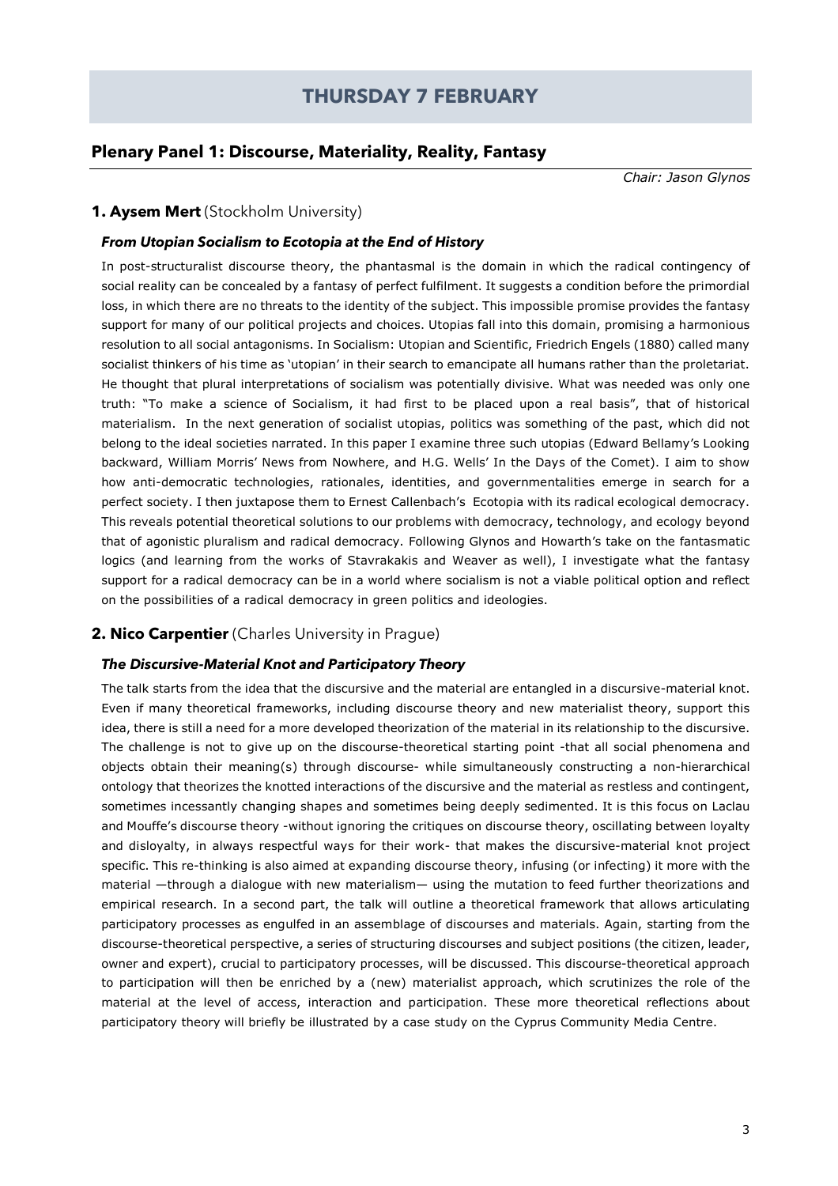# THURSDAY 7 FEBRUARY

## Plenary Panel 1: Discourse, Materiality, Reality, Fantasy

*Chair: Jason Glynos*

### 1. Aysem Mert (Stockholm University)

***From Utopian Socialism to Ecotopia at the End of History***

In post-structuralist discourse theory, the phantasmal is the domain in which the radical contingency of social reality can be concealed by a fantasy of perfect fulfilment. It suggests a condition before the primordial loss, in which there are no threats to the identity of the subject. This impossible promise provides the fantasy support for many of our political projects and choices. Utopias fall into this domain, promising a harmonious resolution to all social antagonisms. In Socialism: Utopian and Scientific, Friedrich Engels (1880) called many socialist thinkers of his time as 'utopian' in their search to emancipate all humans rather than the proletariat. He thought that plural interpretations of socialism was potentially divisive. What was needed was only one truth: "To make a science of Socialism, it had first to be placed upon a real basis", that of historical materialism. In the next generation of socialist utopias, politics was something of the past, which did not belong to the ideal societies narrated. In this paper I examine three such utopias (Edward Bellamy's Looking backward, William Morris' News from Nowhere, and H.G. Wells' In the Days of the Comet). I aim to show how anti-democratic technologies, rationales, identities, and governmentalities emerge in search for a perfect society. I then juxtapose them to Ernest Callenbach's Ecotopia with its radical ecological democracy. This reveals potential theoretical solutions to our problems with democracy, technology, and ecology beyond that of agonistic pluralism and radical democracy. Following Glynos and Howarth's take on the fantasmatic logics (and learning from the works of Stavrakakis and Weaver as well), I investigate what the fantasy support for a radical democracy can be in a world where socialism is not a viable political option and reflect on the possibilities of a radical democracy in green politics and ideologies.

### 2. Nico Carpentier (Charles University in Prague)

***The Discursive-Material Knot and Participatory Theory***

The talk starts from the idea that the discursive and the material are entangled in a discursive-material knot. Even if many theoretical frameworks, including discourse theory and new materialist theory, support this idea, there is still a need for a more developed theorization of the material in its relationship to the discursive. The challenge is not to give up on the discourse-theoretical starting point -that all social phenomena and objects obtain their meaning(s) through discourse- while simultaneously constructing a non-hierarchical ontology that theorizes the knotted interactions of the discursive and the material as restless and contingent, sometimes incessantly changing shapes and sometimes being deeply sedimented. It is this focus on Laclau and Mouffe's discourse theory -without ignoring the critiques on discourse theory, oscillating between loyalty and disloyalty, in always respectful ways for their work- that makes the discursive-material knot project specific. This re-thinking is also aimed at expanding discourse theory, infusing (or infecting) it more with the material —through a dialogue with new materialism— using the mutation to feed further theorizations and empirical research. In a second part, the talk will outline a theoretical framework that allows articulating participatory processes as engulfed in an assemblage of discourses and materials. Again, starting from the discourse-theoretical perspective, a series of structuring discourses and subject positions (the citizen, leader, owner and expert), crucial to participatory processes, will be discussed. This discourse-theoretical approach to participation will then be enriched by a (new) materialist approach, which scrutinizes the role of the material at the level of access, interaction and participation. These more theoretical reflections about participatory theory will briefly be illustrated by a case study on the Cyprus Community Media Centre.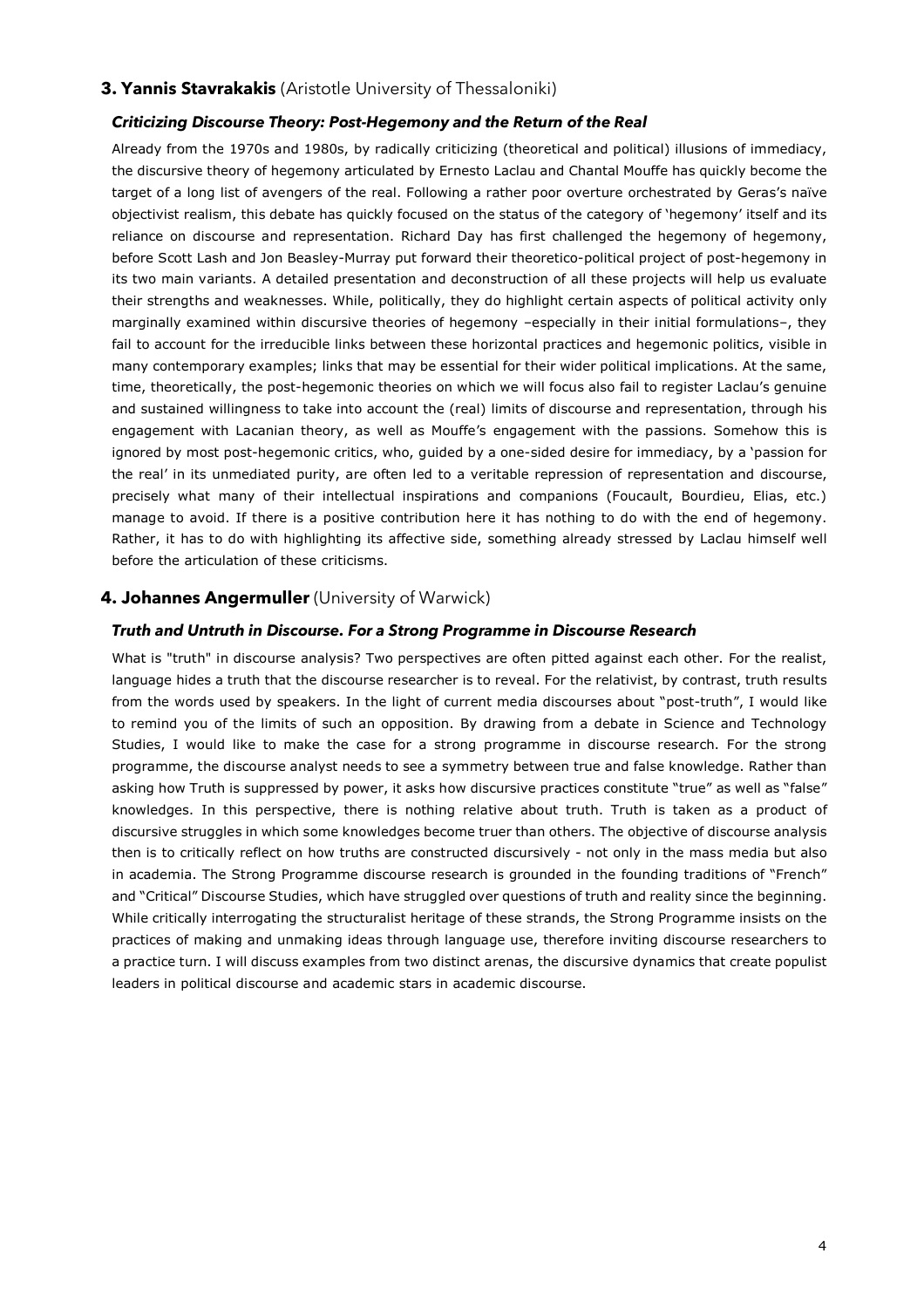## 3. Yannis Stavrakakis (Aristotle University of Thessaloniki)

### *Criticizing Discourse Theory: Post-Hegemony and the Return of the Real*

Already from the 1970s and 1980s, by radically criticizing (theoretical and political) illusions of immediacy, the discursive theory of hegemony articulated by Ernesto Laclau and Chantal Mouffe has quickly become the target of a long list of avengers of the real. Following a rather poor overture orchestrated by Geras's naïve objectivist realism, this debate has quickly focused on the status of the category of 'hegemony' itself and its reliance on discourse and representation. Richard Day has first challenged the hegemony of hegemony, before Scott Lash and Jon Beasley-Murray put forward their theoretico-political project of post-hegemony in its two main variants. A detailed presentation and deconstruction of all these projects will help us evaluate their strengths and weaknesses. While, politically, they do highlight certain aspects of political activity only marginally examined within discursive theories of hegemony –especially in their initial formulations–, they fail to account for the irreducible links between these horizontal practices and hegemonic politics, visible in many contemporary examples; links that may be essential for their wider political implications. At the same, time, theoretically, the post-hegemonic theories on which we will focus also fail to register Laclau's genuine and sustained willingness to take into account the (real) limits of discourse and representation, through his engagement with Lacanian theory, as well as Mouffe's engagement with the passions. Somehow this is ignored by most post-hegemonic critics, who, guided by a one-sided desire for immediacy, by a 'passion for the real' in its unmediated purity, are often led to a veritable repression of representation and discourse, precisely what many of their intellectual inspirations and companions (Foucault, Bourdieu, Elias, etc.) manage to avoid. If there is a positive contribution here it has nothing to do with the end of hegemony. Rather, it has to do with highlighting its affective side, something already stressed by Laclau himself well before the articulation of these criticisms.

## 4. Johannes Angermuller (University of Warwick)

### *Truth and Untruth in Discourse. For a Strong Programme in Discourse Research*

What is "truth" in discourse analysis? Two perspectives are often pitted against each other. For the realist, language hides a truth that the discourse researcher is to reveal. For the relativist, by contrast, truth results from the words used by speakers. In the light of current media discourses about "post-truth", I would like to remind you of the limits of such an opposition. By drawing from a debate in Science and Technology Studies, I would like to make the case for a strong programme in discourse research. For the strong programme, the discourse analyst needs to see a symmetry between true and false knowledge. Rather than asking how Truth is suppressed by power, it asks how discursive practices constitute "true" as well as "false" knowledges. In this perspective, there is nothing relative about truth. Truth is taken as a product of discursive struggles in which some knowledges become truer than others. The objective of discourse analysis then is to critically reflect on how truths are constructed discursively - not only in the mass media but also in academia. The Strong Programme discourse research is grounded in the founding traditions of "French" and "Critical" Discourse Studies, which have struggled over questions of truth and reality since the beginning. While critically interrogating the structuralist heritage of these strands, the Strong Programme insists on the practices of making and unmaking ideas through language use, therefore inviting discourse researchers to a practice turn. I will discuss examples from two distinct arenas, the discursive dynamics that create populist leaders in political discourse and academic stars in academic discourse.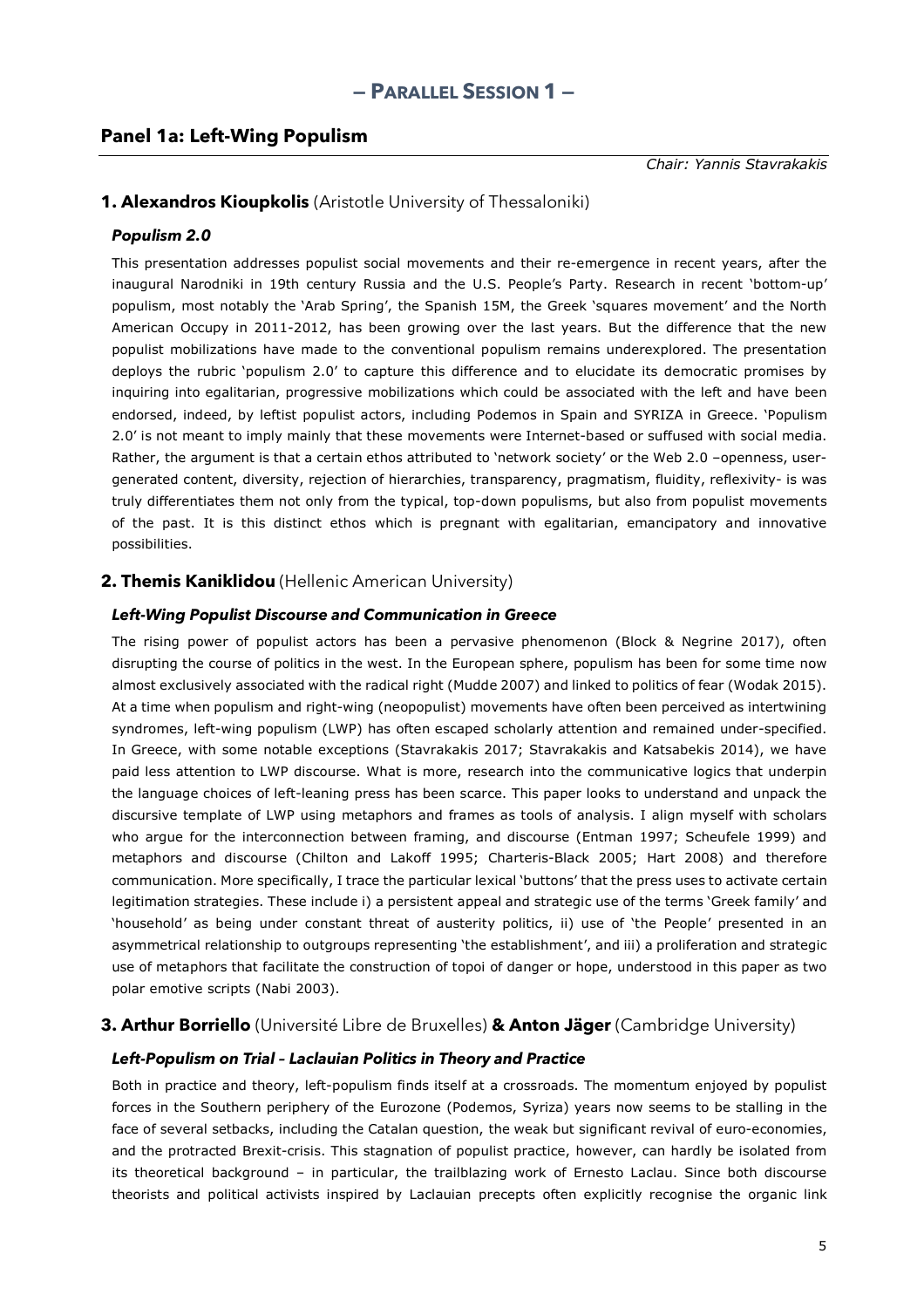# — Parallel Session 1 —

## Panel 1a: Left-Wing Populism

*Chair: Yannis Stavrakakis*

### 1. Alexandros Kioupkolis (Aristotle University of Thessaloniki)

#### *Populism 2.0*

This presentation addresses populist social movements and their re-emergence in recent years, after the inaugural Narodniki in 19th century Russia and the U.S. People's Party. Research in recent 'bottom-up' populism, most notably the 'Arab Spring', the Spanish 15M, the Greek 'squares movement' and the North American Occupy in 2011-2012, has been growing over the last years. But the difference that the new populist mobilizations have made to the conventional populism remains underexplored. The presentation deploys the rubric 'populism 2.0' to capture this difference and to elucidate its democratic promises by inquiring into egalitarian, progressive mobilizations which could be associated with the left and have been endorsed, indeed, by leftist populist actors, including Podemos in Spain and SYRIZA in Greece. 'Populism 2.0' is not meant to imply mainly that these movements were Internet-based or suffused with social media. Rather, the argument is that a certain ethos attributed to 'network society' or the Web 2.0 –openness, user-generated content, diversity, rejection of hierarchies, transparency, pragmatism, fluidity, reflexivity- is was truly differentiates them not only from the typical, top-down populisms, but also from populist movements of the past. It is this distinct ethos which is pregnant with egalitarian, emancipatory and innovative possibilities.

### 2. Themis Kaniklidou (Hellenic American University)

#### *Left-Wing Populist Discourse and Communication in Greece*

The rising power of populist actors has been a pervasive phenomenon (Block & Negrine 2017), often disrupting the course of politics in the west. In the European sphere, populism has been for some time now almost exclusively associated with the radical right (Mudde 2007) and linked to politics of fear (Wodak 2015). At a time when populism and right-wing (neopopulist) movements have often been perceived as intertwining syndromes, left-wing populism (LWP) has often escaped scholarly attention and remained under-specified. In Greece, with some notable exceptions (Stavrakakis 2017; Stavrakakis and Katsabekis 2014), we have paid less attention to LWP discourse. What is more, research into the communicative logics that underpin the language choices of left-leaning press has been scarce. This paper looks to understand and unpack the discursive template of LWP using metaphors and frames as tools of analysis. I align myself with scholars who argue for the interconnection between framing, and discourse (Entman 1997; Scheufele 1999) and metaphors and discourse (Chilton and Lakoff 1995; Charteris-Black 2005; Hart 2008) and therefore communication. More specifically, I trace the particular lexical 'buttons' that the press uses to activate certain legitimation strategies. These include i) a persistent appeal and strategic use of the terms 'Greek family' and 'household' as being under constant threat of austerity politics, ii) use of 'the People' presented in an asymmetrical relationship to outgroups representing 'the establishment', and iii) a proliferation and strategic use of metaphors that facilitate the construction of topoi of danger or hope, understood in this paper as two polar emotive scripts (Nabi 2003).

### 3. Arthur Borriello (Université Libre de Bruxelles) & Anton Jäger (Cambridge University)

#### *Left-Populism on Trial – Laclauian Politics in Theory and Practice*

Both in practice and theory, left-populism finds itself at a crossroads. The momentum enjoyed by populist forces in the Southern periphery of the Eurozone (Podemos, Syriza) years now seems to be stalling in the face of several setbacks, including the Catalan question, the weak but significant revival of euro-economies, and the protracted Brexit-crisis. This stagnation of populist practice, however, can hardly be isolated from its theoretical background – in particular, the trailblazing work of Ernesto Laclau. Since both discourse theorists and political activists inspired by Laclauian precepts often explicitly recognise the organic link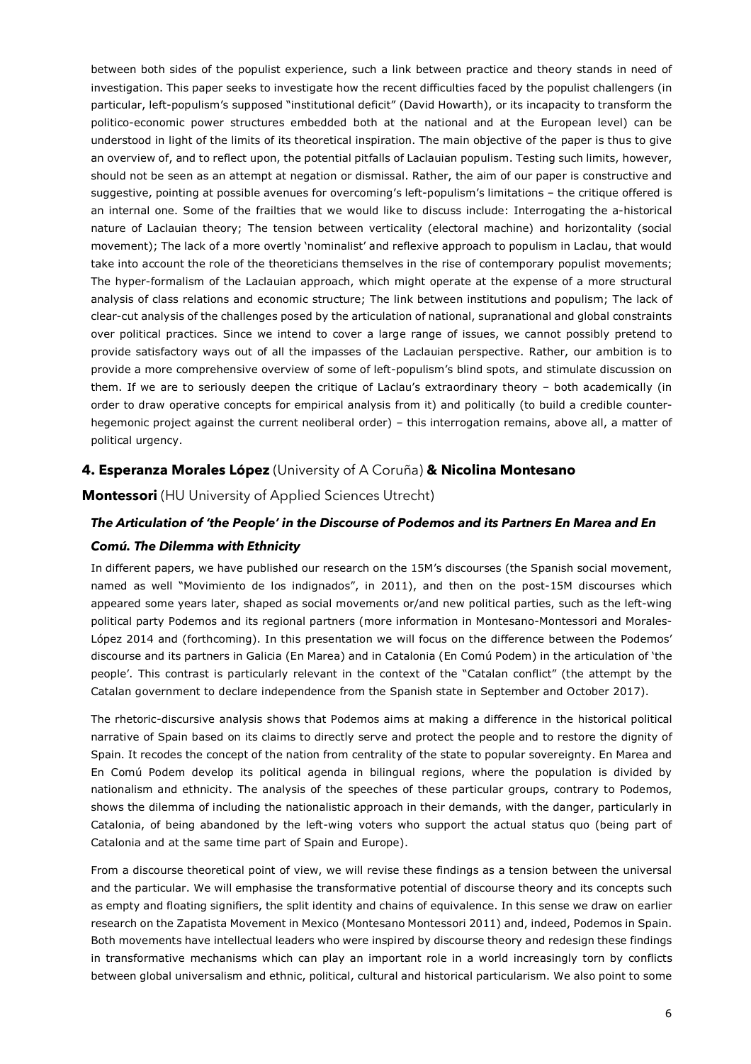between both sides of the populist experience, such a link between practice and theory stands in need of investigation. This paper seeks to investigate how the recent difficulties faced by the populist challengers (in particular, left-populism's supposed "institutional deficit" (David Howarth), or its incapacity to transform the politico-economic power structures embedded both at the national and at the European level) can be understood in light of the limits of its theoretical inspiration. The main objective of the paper is thus to give an overview of, and to reflect upon, the potential pitfalls of Laclauian populism. Testing such limits, however, should not be seen as an attempt at negation or dismissal. Rather, the aim of our paper is constructive and suggestive, pointing at possible avenues for overcoming's left-populism's limitations – the critique offered is an internal one. Some of the frailties that we would like to discuss include: Interrogating the a-historical nature of Laclauian theory; The tension between verticality (electoral machine) and horizontality (social movement); The lack of a more overtly 'nominalist' and reflexive approach to populism in Laclau, that would take into account the role of the theoreticians themselves in the rise of contemporary populist movements; The hyper-formalism of the Laclauian approach, which might operate at the expense of a more structural analysis of class relations and economic structure; The link between institutions and populism; The lack of clear-cut analysis of the challenges posed by the articulation of national, supranational and global constraints over political practices. Since we intend to cover a large range of issues, we cannot possibly pretend to provide satisfactory ways out of all the impasses of the Laclauian perspective. Rather, our ambition is to provide a more comprehensive overview of some of left-populism's blind spots, and stimulate discussion on them. If we are to seriously deepen the critique of Laclau's extraordinary theory – both academically (in order to draw operative concepts for empirical analysis from it) and politically (to build a credible counter-hegemonic project against the current neoliberal order) – this interrogation remains, above all, a matter of political urgency.

## 4. Esperanza Morales López (University of A Coruña) & Nicolina Montesano Montessori (HU University of Applied Sciences Utrecht)

### *The Articulation of 'the People' in the Discourse of Podemos and its Partners En Marea and En Comú. The Dilemma with Ethnicity*

In different papers, we have published our research on the 15M's discourses (the Spanish social movement, named as well "Movimiento de los indignados", in 2011), and then on the post-15M discourses which appeared some years later, shaped as social movements or/and new political parties, such as the left-wing political party Podemos and its regional partners (more information in Montesano-Montessori and Morales-López 2014 and (forthcoming). In this presentation we will focus on the difference between the Podemos' discourse and its partners in Galicia (En Marea) and in Catalonia (En Comú Podem) in the articulation of 'the people'. This contrast is particularly relevant in the context of the "Catalan conflict" (the attempt by the Catalan government to declare independence from the Spanish state in September and October 2017).

The rhetoric-discursive analysis shows that Podemos aims at making a difference in the historical political narrative of Spain based on its claims to directly serve and protect the people and to restore the dignity of Spain. It recodes the concept of the nation from centrality of the state to popular sovereignty. En Marea and En Comú Podem develop its political agenda in bilingual regions, where the population is divided by nationalism and ethnicity. The analysis of the speeches of these particular groups, contrary to Podemos, shows the dilemma of including the nationalistic approach in their demands, with the danger, particularly in Catalonia, of being abandoned by the left-wing voters who support the actual status quo (being part of Catalonia and at the same time part of Spain and Europe).

From a discourse theoretical point of view, we will revise these findings as a tension between the universal and the particular. We will emphasise the transformative potential of discourse theory and its concepts such as empty and floating signifiers, the split identity and chains of equivalence. In this sense we draw on earlier research on the Zapatista Movement in Mexico (Montesano Montessori 2011) and, indeed, Podemos in Spain. Both movements have intellectual leaders who were inspired by discourse theory and redesign these findings in transformative mechanisms which can play an important role in a world increasingly torn by conflicts between global universalism and ethnic, political, cultural and historical particularism. We also point to some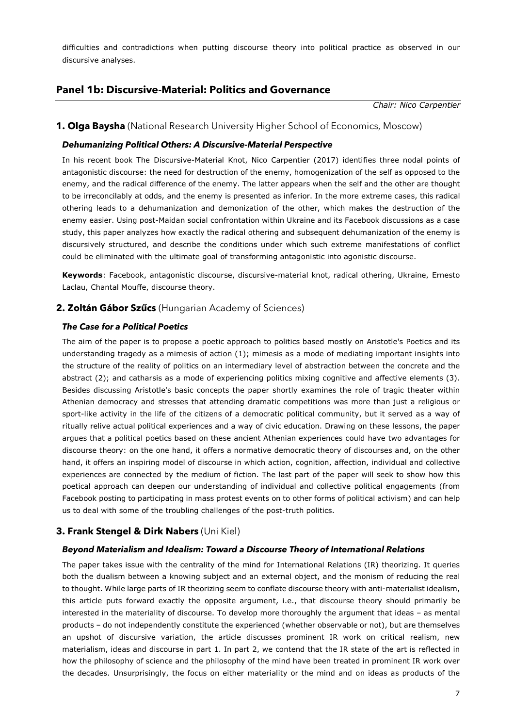difficulties and contradictions when putting discourse theory into political practice as observed in our discursive analyses.

## Panel 1b: Discursive-Material: Politics and Governance

*Chair: Nico Carpentier*

### 1. Olga Baysha (National Research University Higher School of Economics, Moscow)

#### *Dehumanizing Political Others: A Discursive-Material Perspective*

In his recent book The Discursive-Material Knot, Nico Carpentier (2017) identifies three nodal points of antagonistic discourse: the need for destruction of the enemy, homogenization of the self as opposed to the enemy, and the radical difference of the enemy. The latter appears when the self and the other are thought to be irreconcilably at odds, and the enemy is presented as inferior. In the more extreme cases, this radical othering leads to a dehumanization and demonization of the other, which makes the destruction of the enemy easier. Using post-Maidan social confrontation within Ukraine and its Facebook discussions as a case study, this paper analyzes how exactly the radical othering and subsequent dehumanization of the enemy is discursively structured, and describe the conditions under which such extreme manifestations of conflict could be eliminated with the ultimate goal of transforming antagonistic into agonistic discourse.

**Keywords**: Facebook, antagonistic discourse, discursive-material knot, radical othering, Ukraine, Ernesto Laclau, Chantal Mouffe, discourse theory.

### 2. Zoltán Gábor Szűcs (Hungarian Academy of Sciences)

#### *The Case for a Political Poetics*

The aim of the paper is to propose a poetic approach to politics based mostly on Aristotle's Poetics and its understanding tragedy as a mimesis of action (1); mimesis as a mode of mediating important insights into the structure of the reality of politics on an intermediary level of abstraction between the concrete and the abstract (2); and catharsis as a mode of experiencing politics mixing cognitive and affective elements (3). Besides discussing Aristotle's basic concepts the paper shortly examines the role of tragic theater within Athenian democracy and stresses that attending dramatic competitions was more than just a religious or sport-like activity in the life of the citizens of a democratic political community, but it served as a way of ritually relive actual political experiences and a way of civic education. Drawing on these lessons, the paper argues that a political poetics based on these ancient Athenian experiences could have two advantages for discourse theory: on the one hand, it offers a normative democratic theory of discourses and, on the other hand, it offers an inspiring model of discourse in which action, cognition, affection, individual and collective experiences are connected by the medium of fiction. The last part of the paper will seek to show how this poetical approach can deepen our understanding of individual and collective political engagements (from Facebook posting to participating in mass protest events on to other forms of political activism) and can help us to deal with some of the troubling challenges of the post-truth politics.

### 3. Frank Stengel & Dirk Nabers (Uni Kiel)

#### *Beyond Materialism and Idealism: Toward a Discourse Theory of International Relations*

The paper takes issue with the centrality of the mind for International Relations (IR) theorizing. It queries both the dualism between a knowing subject and an external object, and the monism of reducing the real to thought. While large parts of IR theorizing seem to conflate discourse theory with anti-materialist idealism, this article puts forward exactly the opposite argument, i.e., that discourse theory should primarily be interested in the materiality of discourse. To develop more thoroughly the argument that ideas – as mental products – do not independently constitute the experienced (whether observable or not), but are themselves an upshot of discursive variation, the article discusses prominent IR work on critical realism, new materialism, ideas and discourse in part 1. In part 2, we contend that the IR state of the art is reflected in how the philosophy of science and the philosophy of the mind have been treated in prominent IR work over the decades. Unsurprisingly, the focus on either materiality or the mind and on ideas as products of the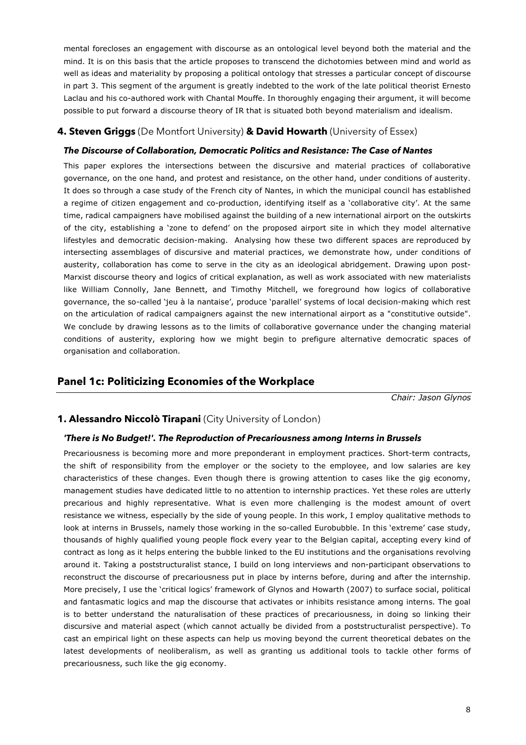mental forecloses an engagement with discourse as an ontological level beyond both the material and the mind. It is on this basis that the article proposes to transcend the dichotomies between mind and world as well as ideas and materiality by proposing a political ontology that stresses a particular concept of discourse in part 3. This segment of the argument is greatly indebted to the work of the late political theorist Ernesto Laclau and his co-authored work with Chantal Mouffe. In thoroughly engaging their argument, it will become possible to put forward a discourse theory of IR that is situated both beyond materialism and idealism.

### 4. Steven Griggs (De Montfort University) & David Howarth (University of Essex)

#### *The Discourse of Collaboration, Democratic Politics and Resistance: The Case of Nantes*

This paper explores the intersections between the discursive and material practices of collaborative governance, on the one hand, and protest and resistance, on the other hand, under conditions of austerity. It does so through a case study of the French city of Nantes, in which the municipal council has established a regime of citizen engagement and co-production, identifying itself as a 'collaborative city'. At the same time, radical campaigners have mobilised against the building of a new international airport on the outskirts of the city, establishing a 'zone to defend' on the proposed airport site in which they model alternative lifestyles and democratic decision-making. Analysing how these two different spaces are reproduced by intersecting assemblages of discursive and material practices, we demonstrate how, under conditions of austerity, collaboration has come to serve in the city as an ideological abridgement. Drawing upon post-Marxist discourse theory and logics of critical explanation, as well as work associated with new materialists like William Connolly, Jane Bennett, and Timothy Mitchell, we foreground how logics of collaborative governance, the so-called 'jeu à la nantaise', produce 'parallel' systems of local decision-making which rest on the articulation of radical campaigners against the new international airport as a "constitutive outside". We conclude by drawing lessons as to the limits of collaborative governance under the changing material conditions of austerity, exploring how we might begin to prefigure alternative democratic spaces of organisation and collaboration.

## Panel 1c: Politicizing Economies of the Workplace

*Chair: Jason Glynos*

### 1. Alessandro Niccolò Tirapani (City University of London)

#### *'There is No Budget!'. The Reproduction of Precariousness among Interns in Brussels*

Precariousness is becoming more and more preponderant in employment practices. Short-term contracts, the shift of responsibility from the employer or the society to the employee, and low salaries are key characteristics of these changes. Even though there is growing attention to cases like the gig economy, management studies have dedicated little to no attention to internship practices. Yet these roles are utterly precarious and highly representative. What is even more challenging is the modest amount of overt resistance we witness, especially by the side of young people. In this work, I employ qualitative methods to look at interns in Brussels, namely those working in the so-called Eurobubble. In this 'extreme' case study, thousands of highly qualified young people flock every year to the Belgian capital, accepting every kind of contract as long as it helps entering the bubble linked to the EU institutions and the organisations revolving around it. Taking a poststructuralist stance, I build on long interviews and non-participant observations to reconstruct the discourse of precariousness put in place by interns before, during and after the internship. More precisely, I use the 'critical logics' framework of Glynos and Howarth (2007) to surface social, political and fantasmatic logics and map the discourse that activates or inhibits resistance among interns. The goal is to better understand the naturalisation of these practices of precariousness, in doing so linking their discursive and material aspect (which cannot actually be divided from a poststructuralist perspective). To cast an empirical light on these aspects can help us moving beyond the current theoretical debates on the latest developments of neoliberalism, as well as granting us additional tools to tackle other forms of precariousness, such like the gig economy.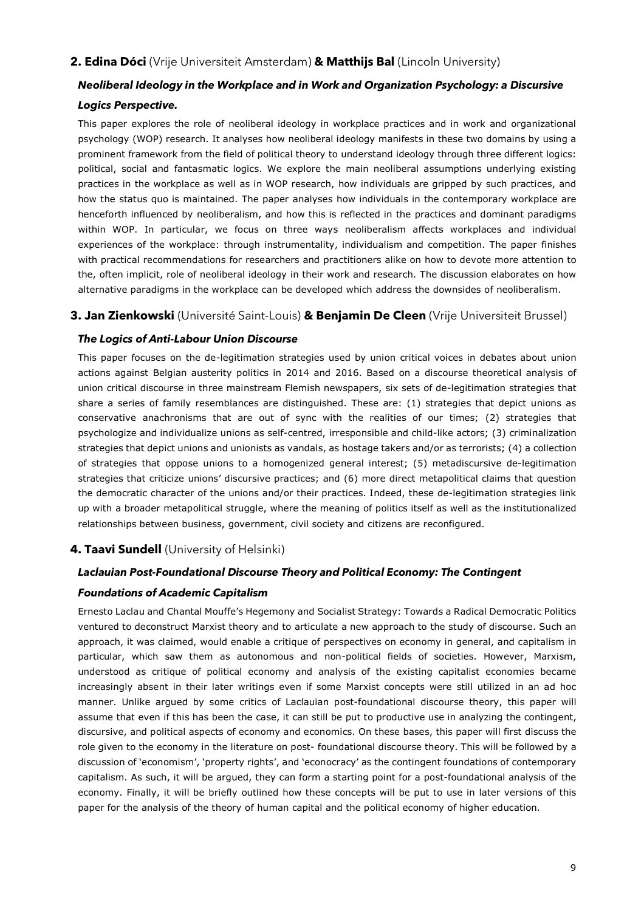### 2. Edina Dóci (Vrije Universiteit Amsterdam) & Matthijs Bal (Lincoln University)

***Neoliberal Ideology in the Workplace and in Work and Organization Psychology: a Discursive Logics Perspective.***

This paper explores the role of neoliberal ideology in workplace practices and in work and organizational psychology (WOP) research. It analyses how neoliberal ideology manifests in these two domains by using a prominent framework from the field of political theory to understand ideology through three different logics: political, social and fantasmatic logics. We explore the main neoliberal assumptions underlying existing practices in the workplace as well as in WOP research, how individuals are gripped by such practices, and how the status quo is maintained. The paper analyses how individuals in the contemporary workplace are henceforth influenced by neoliberalism, and how this is reflected in the practices and dominant paradigms within WOP. In particular, we focus on three ways neoliberalism affects workplaces and individual experiences of the workplace: through instrumentality, individualism and competition. The paper finishes with practical recommendations for researchers and practitioners alike on how to devote more attention to the, often implicit, role of neoliberal ideology in their work and research. The discussion elaborates on how alternative paradigms in the workplace can be developed which address the downsides of neoliberalism.

### 3. Jan Zienkowski (Université Saint-Louis) & Benjamin De Cleen (Vrije Universiteit Brussel)

***The Logics of Anti-Labour Union Discourse***

This paper focuses on the de-legitimation strategies used by union critical voices in debates about union actions against Belgian austerity politics in 2014 and 2016. Based on a discourse theoretical analysis of union critical discourse in three mainstream Flemish newspapers, six sets of de-legitimation strategies that share a series of family resemblances are distinguished. These are: (1) strategies that depict unions as conservative anachronisms that are out of sync with the realities of our times; (2) strategies that psychologize and individualize unions as self-centred, irresponsible and child-like actors; (3) criminalization strategies that depict unions and unionists as vandals, as hostage takers and/or as terrorists; (4) a collection of strategies that oppose unions to a homogenized general interest; (5) metadiscursive de-legitimation strategies that criticize unions' discursive practices; and (6) more direct metapolitical claims that question the democratic character of the unions and/or their practices. Indeed, these de-legitimation strategies link up with a broader metapolitical struggle, where the meaning of politics itself as well as the institutionalized relationships between business, government, civil society and citizens are reconfigured.

### 4. Taavi Sundell (University of Helsinki)

***Laclauian Post-Foundational Discourse Theory and Political Economy: The Contingent Foundations of Academic Capitalism***

Ernesto Laclau and Chantal Mouffe's Hegemony and Socialist Strategy: Towards a Radical Democratic Politics ventured to deconstruct Marxist theory and to articulate a new approach to the study of discourse. Such an approach, it was claimed, would enable a critique of perspectives on economy in general, and capitalism in particular, which saw them as autonomous and non-political fields of societies. However, Marxism, understood as critique of political economy and analysis of the existing capitalist economies became increasingly absent in their later writings even if some Marxist concepts were still utilized in an ad hoc manner. Unlike argued by some critics of Laclauian post-foundational discourse theory, this paper will assume that even if this has been the case, it can still be put to productive use in analyzing the contingent, discursive, and political aspects of economy and economics. On these bases, this paper will first discuss the role given to the economy in the literature on post- foundational discourse theory. This will be followed by a discussion of 'economism', 'property rights', and 'econocracy' as the contingent foundations of contemporary capitalism. As such, it will be argued, they can form a starting point for a post-foundational analysis of the economy. Finally, it will be briefly outlined how these concepts will be put to use in later versions of this paper for the analysis of the theory of human capital and the political economy of higher education.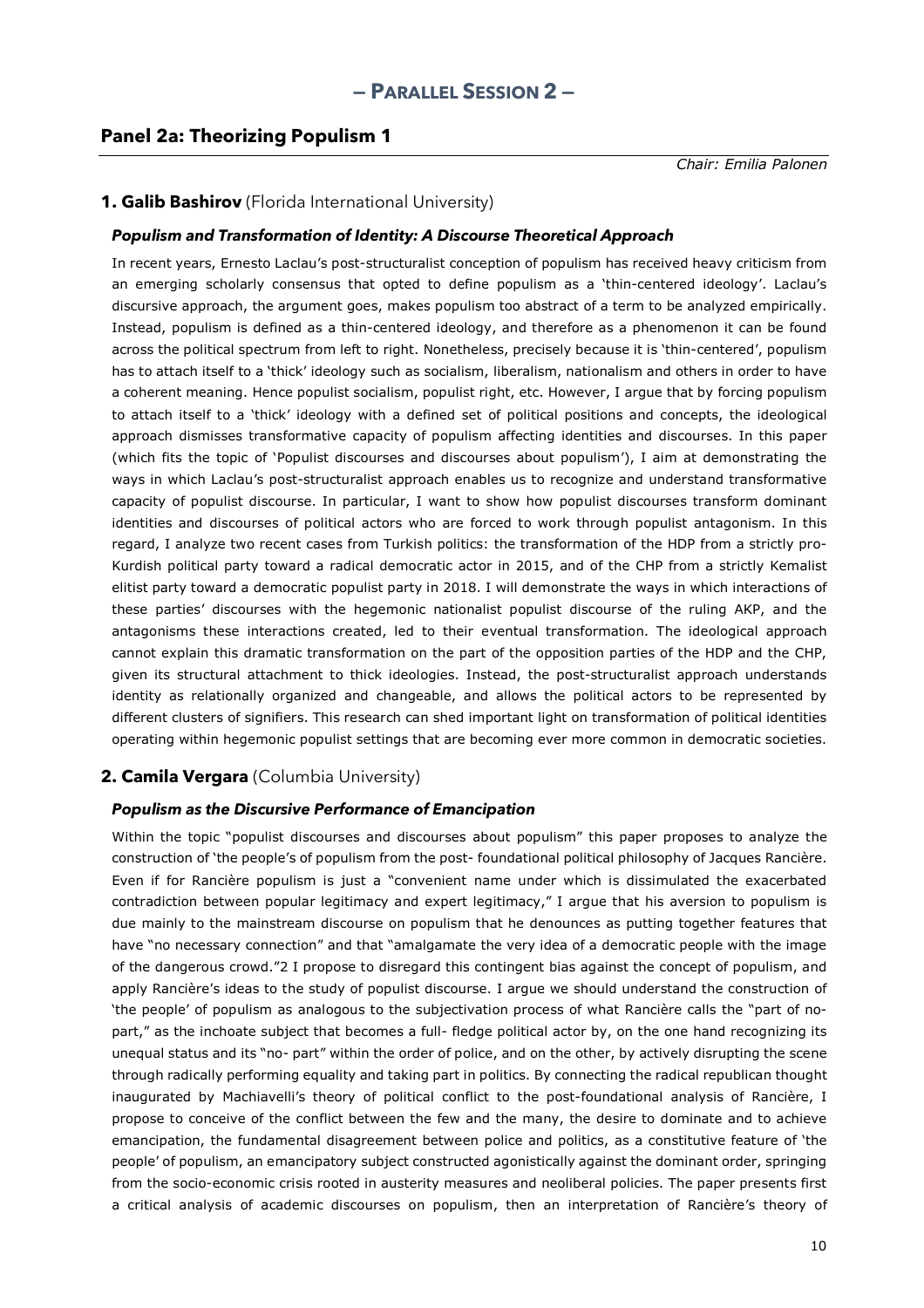# — PARALLEL SESSION 2 —

## Panel 2a: Theorizing Populism 1

*Chair: Emilia Palonen*

### 1. **Galib Bashirov** (Florida International University)

#### ***Populism and Transformation of Identity: A Discourse Theoretical Approach***

In recent years, Ernesto Laclau's post-structuralist conception of populism has received heavy criticism from an emerging scholarly consensus that opted to define populism as a 'thin-centered ideology'. Laclau's discursive approach, the argument goes, makes populism too abstract of a term to be analyzed empirically. Instead, populism is defined as a thin-centered ideology, and therefore as a phenomenon it can be found across the political spectrum from left to right. Nonetheless, precisely because it is 'thin-centered', populism has to attach itself to a 'thick' ideology such as socialism, liberalism, nationalism and others in order to have a coherent meaning. Hence populist socialism, populist right, etc. However, I argue that by forcing populism to attach itself to a 'thick' ideology with a defined set of political positions and concepts, the ideological approach dismisses transformative capacity of populism affecting identities and discourses. In this paper (which fits the topic of 'Populist discourses and discourses about populism'), I aim at demonstrating the ways in which Laclau's post-structuralist approach enables us to recognize and understand transformative capacity of populist discourse. In particular, I want to show how populist discourses transform dominant identities and discourses of political actors who are forced to work through populist antagonism. In this regard, I analyze two recent cases from Turkish politics: the transformation of the HDP from a strictly pro-Kurdish political party toward a radical democratic actor in 2015, and of the CHP from a strictly Kemalist elitist party toward a democratic populist party in 2018. I will demonstrate the ways in which interactions of these parties' discourses with the hegemonic nationalist populist discourse of the ruling AKP, and the antagonisms these interactions created, led to their eventual transformation. The ideological approach cannot explain this dramatic transformation on the part of the opposition parties of the HDP and the CHP, given its structural attachment to thick ideologies. Instead, the post-structuralist approach understands identity as relationally organized and changeable, and allows the political actors to be represented by different clusters of signifiers. This research can shed important light on transformation of political identities operating within hegemonic populist settings that are becoming ever more common in democratic societies.

### 2. **Camila Vergara** (Columbia University)

#### ***Populism as the Discursive Performance of Emancipation***

Within the topic "populist discourses and discourses about populism" this paper proposes to analyze the construction of 'the people's of populism from the post- foundational political philosophy of Jacques Rancière. Even if for Rancière populism is just a "convenient name under which is dissimulated the exacerbated contradiction between popular legitimacy and expert legitimacy," I argue that his aversion to populism is due mainly to the mainstream discourse on populism that he denounces as putting together features that have "no necessary connection" and that "amalgamate the very idea of a democratic people with the image of the dangerous crowd."2 I propose to disregard this contingent bias against the concept of populism, and apply Rancière's ideas to the study of populist discourse. I argue we should understand the construction of 'the people' of populism as analogous to the subjectivation process of what Rancière calls the "part of no-part," as the inchoate subject that becomes a full- fledge political actor by, on the one hand recognizing its unequal status and its "no- part" within the order of police, and on the other, by actively disrupting the scene through radically performing equality and taking part in politics. By connecting the radical republican thought inaugurated by Machiavelli's theory of political conflict to the post-foundational analysis of Rancière, I propose to conceive of the conflict between the few and the many, the desire to dominate and to achieve emancipation, the fundamental disagreement between police and politics, as a constitutive feature of 'the people' of populism, an emancipatory subject constructed agonistically against the dominant order, springing from the socio-economic crisis rooted in austerity measures and neoliberal policies. The paper presents first a critical analysis of academic discourses on populism, then an interpretation of Rancière's theory of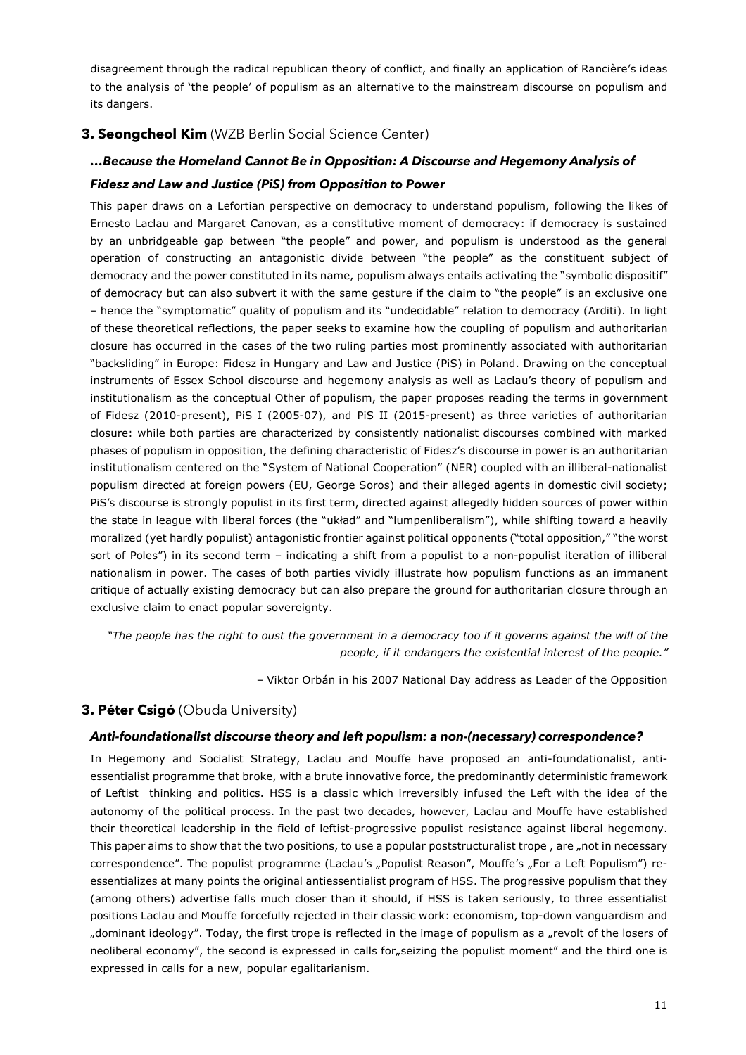disagreement through the radical republican theory of conflict, and finally an application of Rancière's ideas to the analysis of 'the people' of populism as an alternative to the mainstream discourse on populism and its dangers.

## 3. Seongcheol Kim (WZB Berlin Social Science Center)

### *…Because the Homeland Cannot Be in Opposition: A Discourse and Hegemony Analysis of Fidesz and Law and Justice (PiS) from Opposition to Power*

This paper draws on a Lefortian perspective on democracy to understand populism, following the likes of Ernesto Laclau and Margaret Canovan, as a constitutive moment of democracy: if democracy is sustained by an unbridgeable gap between "the people" and power, and populism is understood as the general operation of constructing an antagonistic divide between "the people" as the constituent subject of democracy and the power constituted in its name, populism always entails activating the "symbolic dispositif" of democracy but can also subvert it with the same gesture if the claim to "the people" is an exclusive one – hence the "symptomatic" quality of populism and its "undecidable" relation to democracy (Arditi). In light of these theoretical reflections, the paper seeks to examine how the coupling of populism and authoritarian closure has occurred in the cases of the two ruling parties most prominently associated with authoritarian "backsliding" in Europe: Fidesz in Hungary and Law and Justice (PiS) in Poland. Drawing on the conceptual instruments of Essex School discourse and hegemony analysis as well as Laclau's theory of populism and institutionalism as the conceptual Other of populism, the paper proposes reading the terms in government of Fidesz (2010-present), PiS I (2005-07), and PiS II (2015-present) as three varieties of authoritarian closure: while both parties are characterized by consistently nationalist discourses combined with marked phases of populism in opposition, the defining characteristic of Fidesz's discourse in power is an authoritarian institutionalism centered on the "System of National Cooperation" (NER) coupled with an illiberal-nationalist populism directed at foreign powers (EU, George Soros) and their alleged agents in domestic civil society; PiS's discourse is strongly populist in its first term, directed against allegedly hidden sources of power within the state in league with liberal forces (the "układ" and "lumpenliberalism"), while shifting toward a heavily moralized (yet hardly populist) antagonistic frontier against political opponents ("total opposition," "the worst sort of Poles") in its second term – indicating a shift from a populist to a non-populist iteration of illiberal nationalism in power. The cases of both parties vividly illustrate how populism functions as an immanent critique of actually existing democracy but can also prepare the ground for authoritarian closure through an exclusive claim to enact popular sovereignty.

> *"The people has the right to oust the government in a democracy too if it governs against the will of the people, if it endangers the existential interest of the people."*
>
> – Viktor Orbán in his 2007 National Day address as Leader of the Opposition

## 3. Péter Csigó (Obuda University)

### *Anti-foundationalist discourse theory and left populism: a non-(necessary) correspondence?*

In Hegemony and Socialist Strategy, Laclau and Mouffe have proposed an anti-foundationalist, anti-essentialist programme that broke, with a brute innovative force, the predominantly deterministic framework of Leftist thinking and politics. HSS is a classic which irreversibly infused the Left with the idea of the autonomy of the political process. In the past two decades, however, Laclau and Mouffe have established their theoretical leadership in the field of leftist-progressive populist resistance against liberal hegemony. This paper aims to show that the two positions, to use a popular poststructuralist trope , are „not in necessary correspondence". The populist programme (Laclau's „Populist Reason", Mouffe's „For a Left Populism") re-essentializes at many points the original antiessentialist program of HSS. The progressive populism that they (among others) advertise falls much closer than it should, if HSS is taken seriously, to three essentialist positions Laclau and Mouffe forcefully rejected in their classic work: economism, top-down vanguardism and „dominant ideology". Today, the first trope is reflected in the image of populism as a „revolt of the losers of neoliberal economy", the second is expressed in calls for„seizing the populist moment" and the third one is expressed in calls for a new, popular egalitarianism.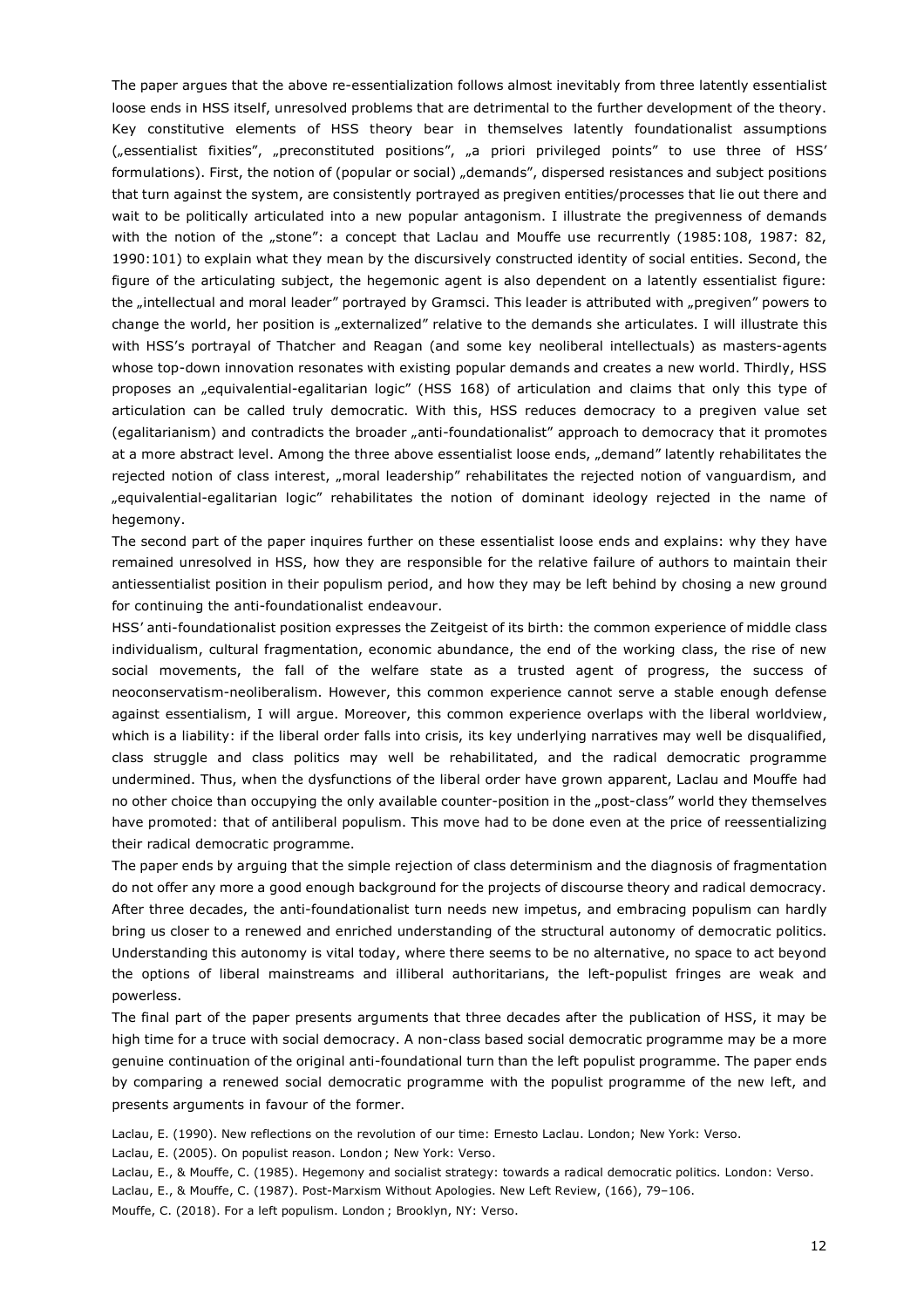The paper argues that the above re-essentialization follows almost inevitably from three latently essentialist loose ends in HSS itself, unresolved problems that are detrimental to the further development of the theory. Key constitutive elements of HSS theory bear in themselves latently foundationalist assumptions („essentialist fixities", „preconstituted positions", „a priori privileged points" to use three of HSS' formulations). First, the notion of (popular or social) „demands", dispersed resistances and subject positions that turn against the system, are consistently portrayed as pregiven entities/processes that lie out there and wait to be politically articulated into a new popular antagonism. I illustrate the pregivenness of demands with the notion of the „stone": a concept that Laclau and Mouffe use recurrently (1985:108, 1987: 82, 1990:101) to explain what they mean by the discursively constructed identity of social entities. Second, the figure of the articulating subject, the hegemonic agent is also dependent on a latently essentialist figure: the „intellectual and moral leader" portrayed by Gramsci. This leader is attributed with „pregiven" powers to change the world, her position is „externalized" relative to the demands she articulates. I will illustrate this with HSS's portrayal of Thatcher and Reagan (and some key neoliberal intellectuals) as masters-agents whose top-down innovation resonates with existing popular demands and creates a new world. Thirdly, HSS proposes an „equivalential-egalitarian logic" (HSS 168) of articulation and claims that only this type of articulation can be called truly democratic. With this, HSS reduces democracy to a pregiven value set (egalitarianism) and contradicts the broader „anti-foundationalist" approach to democracy that it promotes at a more abstract level. Among the three above essentialist loose ends, „demand" latently rehabilitates the rejected notion of class interest, „moral leadership" rehabilitates the rejected notion of vanguardism, and „equivalential-egalitarian logic" rehabilitates the notion of dominant ideology rejected in the name of hegemony.

The second part of the paper inquires further on these essentialist loose ends and explains: why they have remained unresolved in HSS, how they are responsible for the relative failure of authors to maintain their antiessentialist position in their populism period, and how they may be left behind by chosing a new ground for continuing the anti-foundationalist endeavour.

HSS' anti-foundationalist position expresses the Zeitgeist of its birth: the common experience of middle class individualism, cultural fragmentation, economic abundance, the end of the working class, the rise of new social movements, the fall of the welfare state as a trusted agent of progress, the success of neoconservatism-neoliberalism. However, this common experience cannot serve a stable enough defense against essentialism, I will argue. Moreover, this common experience overlaps with the liberal worldview, which is a liability: if the liberal order falls into crisis, its key underlying narratives may well be disqualified, class struggle and class politics may well be rehabilitated, and the radical democratic programme undermined. Thus, when the dysfunctions of the liberal order have grown apparent, Laclau and Mouffe had no other choice than occupying the only available counter-position in the „post-class" world they themselves have promoted: that of antiliberal populism. This move had to be done even at the price of reessentializing their radical democratic programme.

The paper ends by arguing that the simple rejection of class determinism and the diagnosis of fragmentation do not offer any more a good enough background for the projects of discourse theory and radical democracy. After three decades, the anti-foundationalist turn needs new impetus, and embracing populism can hardly bring us closer to a renewed and enriched understanding of the structural autonomy of democratic politics. Understanding this autonomy is vital today, where there seems to be no alternative, no space to act beyond the options of liberal mainstreams and illiberal authoritarians, the left-populist fringes are weak and powerless.

The final part of the paper presents arguments that three decades after the publication of HSS, it may be high time for a truce with social democracy. A non-class based social democratic programme may be a more genuine continuation of the original anti-foundational turn than the left populist programme. The paper ends by comparing a renewed social democratic programme with the populist programme of the new left, and presents arguments in favour of the former.

Laclau, E. (1990). New reflections on the revolution of our time: Ernesto Laclau. London; New York: Verso.

Laclau, E. (2005). On populist reason. London ; New York: Verso.

Laclau, E., & Mouffe, C. (1985). Hegemony and socialist strategy: towards a radical democratic politics. London: Verso.

Laclau, E., & Mouffe, C. (1987). Post-Marxism Without Apologies. New Left Review, (166), 79–106.

Mouffe, C. (2018). For a left populism. London ; Brooklyn, NY: Verso.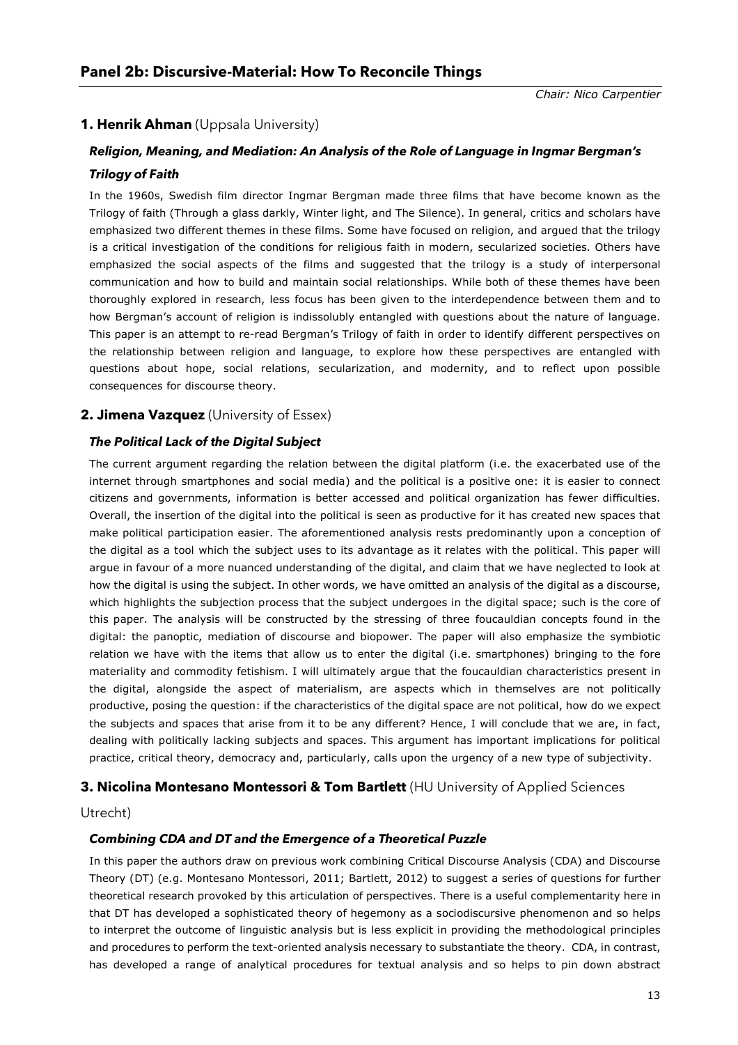## Panel 2b: Discursive-Material: How To Reconcile Things

*Chair: Nico Carpentier*

### 1. Henrik Ahman (Uppsala University)

#### *Religion, Meaning, and Mediation: An Analysis of the Role of Language in Ingmar Bergman's Trilogy of Faith*

In the 1960s, Swedish film director Ingmar Bergman made three films that have become known as the Trilogy of faith (Through a glass darkly, Winter light, and The Silence). In general, critics and scholars have emphasized two different themes in these films. Some have focused on religion, and argued that the trilogy is a critical investigation of the conditions for religious faith in modern, secularized societies. Others have emphasized the social aspects of the films and suggested that the trilogy is a study of interpersonal communication and how to build and maintain social relationships. While both of these themes have been thoroughly explored in research, less focus has been given to the interdependence between them and to how Bergman's account of religion is indissolubly entangled with questions about the nature of language. This paper is an attempt to re-read Bergman's Trilogy of faith in order to identify different perspectives on the relationship between religion and language, to explore how these perspectives are entangled with questions about hope, social relations, secularization, and modernity, and to reflect upon possible consequences for discourse theory.

### 2. Jimena Vazquez (University of Essex)

#### *The Political Lack of the Digital Subject*

The current argument regarding the relation between the digital platform (i.e. the exacerbated use of the internet through smartphones and social media) and the political is a positive one: it is easier to connect citizens and governments, information is better accessed and political organization has fewer difficulties. Overall, the insertion of the digital into the political is seen as productive for it has created new spaces that make political participation easier. The aforementioned analysis rests predominantly upon a conception of the digital as a tool which the subject uses to its advantage as it relates with the political. This paper will argue in favour of a more nuanced understanding of the digital, and claim that we have neglected to look at how the digital is using the subject. In other words, we have omitted an analysis of the digital as a discourse, which highlights the subjection process that the subject undergoes in the digital space; such is the core of this paper. The analysis will be constructed by the stressing of three foucauldian concepts found in the digital: the panoptic, mediation of discourse and biopower. The paper will also emphasize the symbiotic relation we have with the items that allow us to enter the digital (i.e. smartphones) bringing to the fore materiality and commodity fetishism. I will ultimately argue that the foucauldian characteristics present in the digital, alongside the aspect of materialism, are aspects which in themselves are not politically productive, posing the question: if the characteristics of the digital space are not political, how do we expect the subjects and spaces that arise from it to be any different? Hence, I will conclude that we are, in fact, dealing with politically lacking subjects and spaces. This argument has important implications for political practice, critical theory, democracy and, particularly, calls upon the urgency of a new type of subjectivity.

### 3. Nicolina Montesano Montessori & Tom Bartlett (HU University of Applied Sciences Utrecht)

#### *Combining CDA and DT and the Emergence of a Theoretical Puzzle*

In this paper the authors draw on previous work combining Critical Discourse Analysis (CDA) and Discourse Theory (DT) (e.g. Montesano Montessori, 2011; Bartlett, 2012) to suggest a series of questions for further theoretical research provoked by this articulation of perspectives. There is a useful complementarity here in that DT has developed a sophisticated theory of hegemony as a sociodiscursive phenomenon and so helps to interpret the outcome of linguistic analysis but is less explicit in providing the methodological principles and procedures to perform the text-oriented analysis necessary to substantiate the theory. CDA, in contrast, has developed a range of analytical procedures for textual analysis and so helps to pin down abstract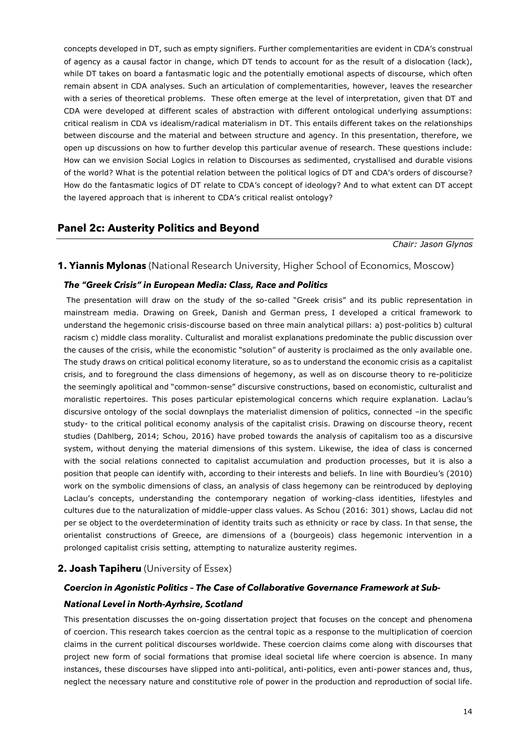concepts developed in DT, such as empty signifiers. Further complementarities are evident in CDA's construal of agency as a causal factor in change, which DT tends to account for as the result of a dislocation (lack), while DT takes on board a fantasmatic logic and the potentially emotional aspects of discourse, which often remain absent in CDA analyses. Such an articulation of complementarities, however, leaves the researcher with a series of theoretical problems. These often emerge at the level of interpretation, given that DT and CDA were developed at different scales of abstraction with different ontological underlying assumptions: critical realism in CDA vs idealism/radical materialism in DT. This entails different takes on the relationships between discourse and the material and between structure and agency. In this presentation, therefore, we open up discussions on how to further develop this particular avenue of research. These questions include: How can we envision Social Logics in relation to Discourses as sedimented, crystallised and durable visions of the world? What is the potential relation between the political logics of DT and CDA's orders of discourse? How do the fantasmatic logics of DT relate to CDA's concept of ideology? And to what extent can DT accept the layered approach that is inherent to CDA's critical realist ontology?

## Panel 2c: Austerity Politics and Beyond

*Chair: Jason Glynos*

### 1. Yiannis Mylonas (National Research University, Higher School of Economics, Moscow)

***The "Greek Crisis" in European Media: Class, Race and Politics***

The presentation will draw on the study of the so-called "Greek crisis" and its public representation in mainstream media. Drawing on Greek, Danish and German press, I developed a critical framework to understand the hegemonic crisis-discourse based on three main analytical pillars: a) post-politics b) cultural racism c) middle class morality. Culturalist and moralist explanations predominate the public discussion over the causes of the crisis, while the economistic "solution" of austerity is proclaimed as the only available one. The study draws on critical political economy literature, so as to understand the economic crisis as a capitalist crisis, and to foreground the class dimensions of hegemony, as well as on discourse theory to re-politicize the seemingly apolitical and "common-sense" discursive constructions, based on economistic, culturalist and moralistic repertoires. This poses particular epistemological concerns which require explanation. Laclau's discursive ontology of the social downplays the materialist dimension of politics, connected –in the specific study- to the critical political economy analysis of the capitalist crisis. Drawing on discourse theory, recent studies (Dahlberg, 2014; Schou, 2016) have probed towards the analysis of capitalism too as a discursive system, without denying the material dimensions of this system. Likewise, the idea of class is concerned with the social relations connected to capitalist accumulation and production processes, but it is also a position that people can identify with, according to their interests and beliefs. In line with Bourdieu's (2010) work on the symbolic dimensions of class, an analysis of class hegemony can be reintroduced by deploying Laclau's concepts, understanding the contemporary negation of working-class identities, lifestyles and cultures due to the naturalization of middle-upper class values. As Schou (2016: 301) shows, Laclau did not per se object to the overdetermination of identity traits such as ethnicity or race by class. In that sense, the orientalist constructions of Greece, are dimensions of a (bourgeois) class hegemonic intervention in a prolonged capitalist crisis setting, attempting to naturalize austerity regimes.

### 2. Joash Tapiheru (University of Essex)

***Coercion in Agonistic Politics – The Case of Collaborative Governance Framework at Sub-National Level in North-Ayrhsire, Scotland***

This presentation discusses the on-going dissertation project that focuses on the concept and phenomena of coercion. This research takes coercion as the central topic as a response to the multiplication of coercion claims in the current political discourses worldwide. These coercion claims come along with discourses that project new form of social formations that promise ideal societal life where coercion is absence. In many instances, these discourses have slipped into anti-political, anti-politics, even anti-power stances and, thus, neglect the necessary nature and constitutive role of power in the production and reproduction of social life.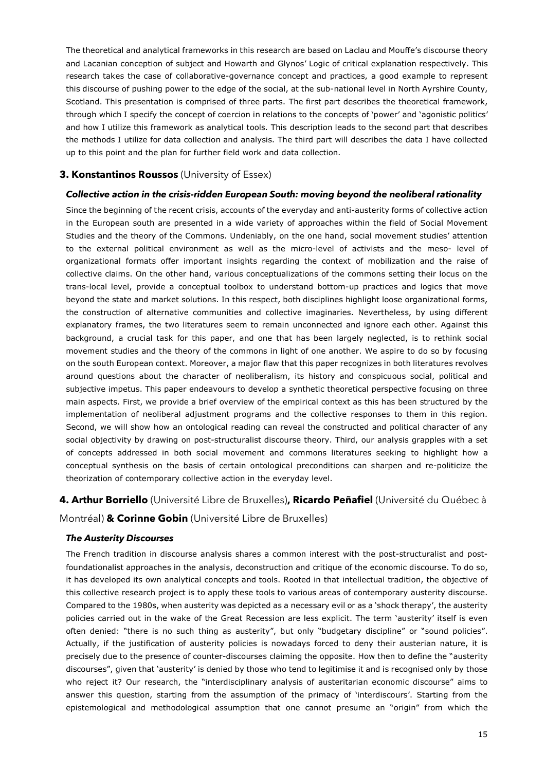The theoretical and analytical frameworks in this research are based on Laclau and Mouffe's discourse theory and Lacanian conception of subject and Howarth and Glynos' Logic of critical explanation respectively. This research takes the case of collaborative-governance concept and practices, a good example to represent this discourse of pushing power to the edge of the social, at the sub-national level in North Ayrshire County, Scotland. This presentation is comprised of three parts. The first part describes the theoretical framework, through which I specify the concept of coercion in relations to the concepts of 'power' and 'agonistic politics' and how I utilize this framework as analytical tools. This description leads to the second part that describes the methods I utilize for data collection and analysis. The third part will describes the data I have collected up to this point and the plan for further field work and data collection.

### **3. Konstantinos Roussos** (University of Essex)

#### ***Collective action in the crisis-ridden European South: moving beyond the neoliberal rationality***

Since the beginning of the recent crisis, accounts of the everyday and anti-austerity forms of collective action in the European south are presented in a wide variety of approaches within the field of Social Movement Studies and the theory of the Commons. Undeniably, on the one hand, social movement studies' attention to the external political environment as well as the micro-level of activists and the meso- level of organizational formats offer important insights regarding the context of mobilization and the raise of collective claims. On the other hand, various conceptualizations of the commons setting their locus on the trans-local level, provide a conceptual toolbox to understand bottom-up practices and logics that move beyond the state and market solutions. In this respect, both disciplines highlight loose organizational forms, the construction of alternative communities and collective imaginaries. Nevertheless, by using different explanatory frames, the two literatures seem to remain unconnected and ignore each other. Against this background, a crucial task for this paper, and one that has been largely neglected, is to rethink social movement studies and the theory of the commons in light of one another. We aspire to do so by focusing on the south European context. Moreover, a major flaw that this paper recognizes in both literatures revolves around questions about the character of neoliberalism, its history and conspicuous social, political and subjective impetus. This paper endeavours to develop a synthetic theoretical perspective focusing on three main aspects. First, we provide a brief overview of the empirical context as this has been structured by the implementation of neoliberal adjustment programs and the collective responses to them in this region. Second, we will show how an ontological reading can reveal the constructed and political character of any social objectivity by drawing on post-structuralist discourse theory. Third, our analysis grapples with a set of concepts addressed in both social movement and commons literatures seeking to highlight how a conceptual synthesis on the basis of certain ontological preconditions can sharpen and re-politicize the theorization of contemporary collective action in the everyday level.

### **4. Arthur Borriello** (Université Libre de Bruxelles)**, Ricardo Peñafiel** (Université du Québec à Montréal) **& Corinne Gobin** (Université Libre de Bruxelles)

#### ***The Austerity Discourses***

The French tradition in discourse analysis shares a common interest with the post-structuralist and post-foundationalist approaches in the analysis, deconstruction and critique of the economic discourse. To do so, it has developed its own analytical concepts and tools. Rooted in that intellectual tradition, the objective of this collective research project is to apply these tools to various areas of contemporary austerity discourse. Compared to the 1980s, when austerity was depicted as a necessary evil or as a 'shock therapy', the austerity policies carried out in the wake of the Great Recession are less explicit. The term 'austerity' itself is even often denied: "there is no such thing as austerity", but only "budgetary discipline" or "sound policies". Actually, if the justification of austerity policies is nowadays forced to deny their austerian nature, it is precisely due to the presence of counter-discourses claiming the opposite. How then to define the "austerity discourses", given that 'austerity' is denied by those who tend to legitimise it and is recognised only by those who reject it? Our research, the "interdisciplinary analysis of austeritarian economic discourse" aims to answer this question, starting from the assumption of the primacy of 'interdiscours'. Starting from the epistemological and methodological assumption that one cannot presume an "origin" from which the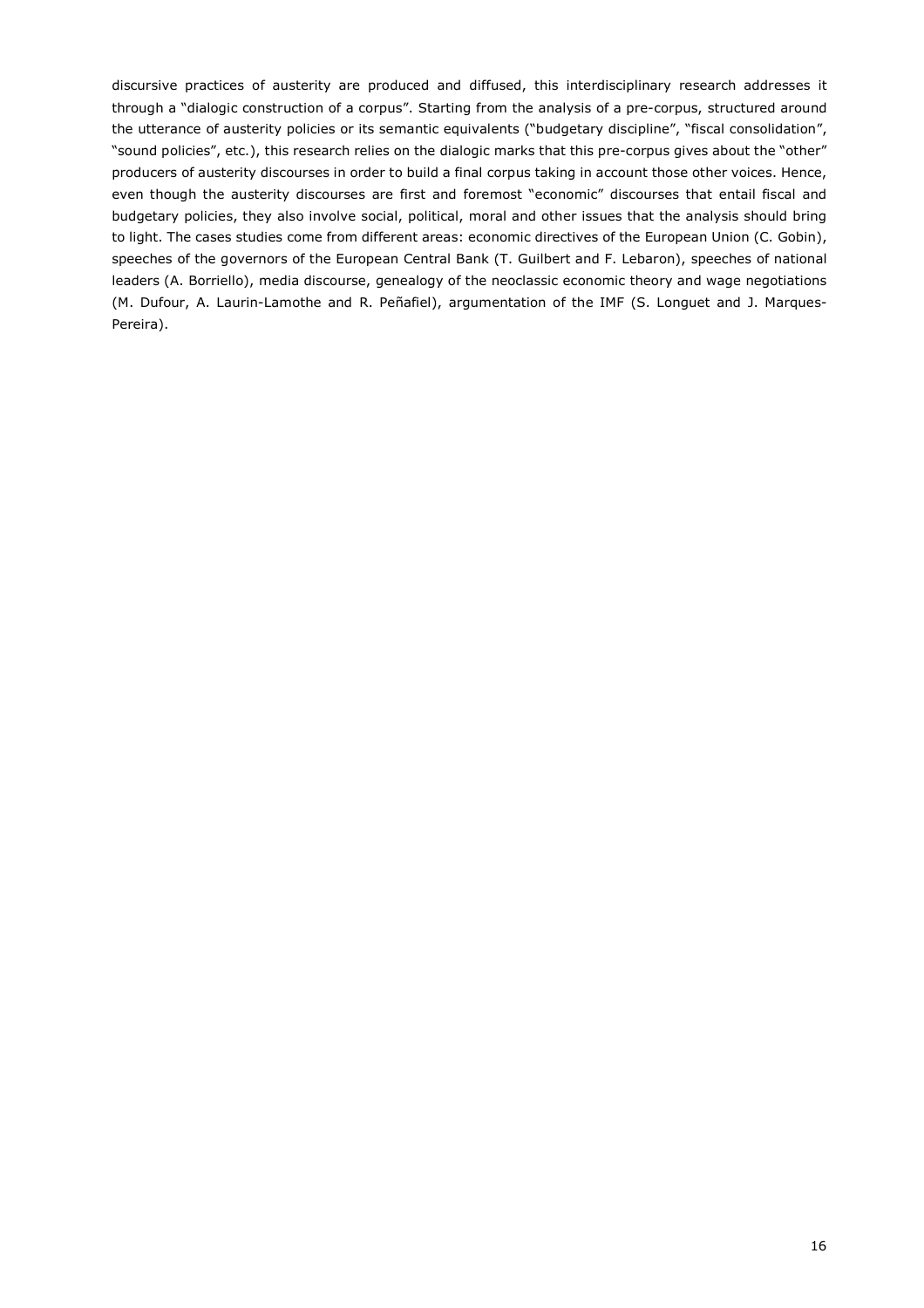discursive practices of austerity are produced and diffused, this interdisciplinary research addresses it through a "dialogic construction of a corpus". Starting from the analysis of a pre-corpus, structured around the utterance of austerity policies or its semantic equivalents ("budgetary discipline", "fiscal consolidation", "sound policies", etc.), this research relies on the dialogic marks that this pre-corpus gives about the "other" producers of austerity discourses in order to build a final corpus taking in account those other voices. Hence, even though the austerity discourses are first and foremost "economic" discourses that entail fiscal and budgetary policies, they also involve social, political, moral and other issues that the analysis should bring to light. The cases studies come from different areas: economic directives of the European Union (C. Gobin), speeches of the governors of the European Central Bank (T. Guilbert and F. Lebaron), speeches of national leaders (A. Borriello), media discourse, genealogy of the neoclassic economic theory and wage negotiations (M. Dufour, A. Laurin-Lamothe and R. Peñafiel), argumentation of the IMF (S. Longuet and J. Marques-Pereira).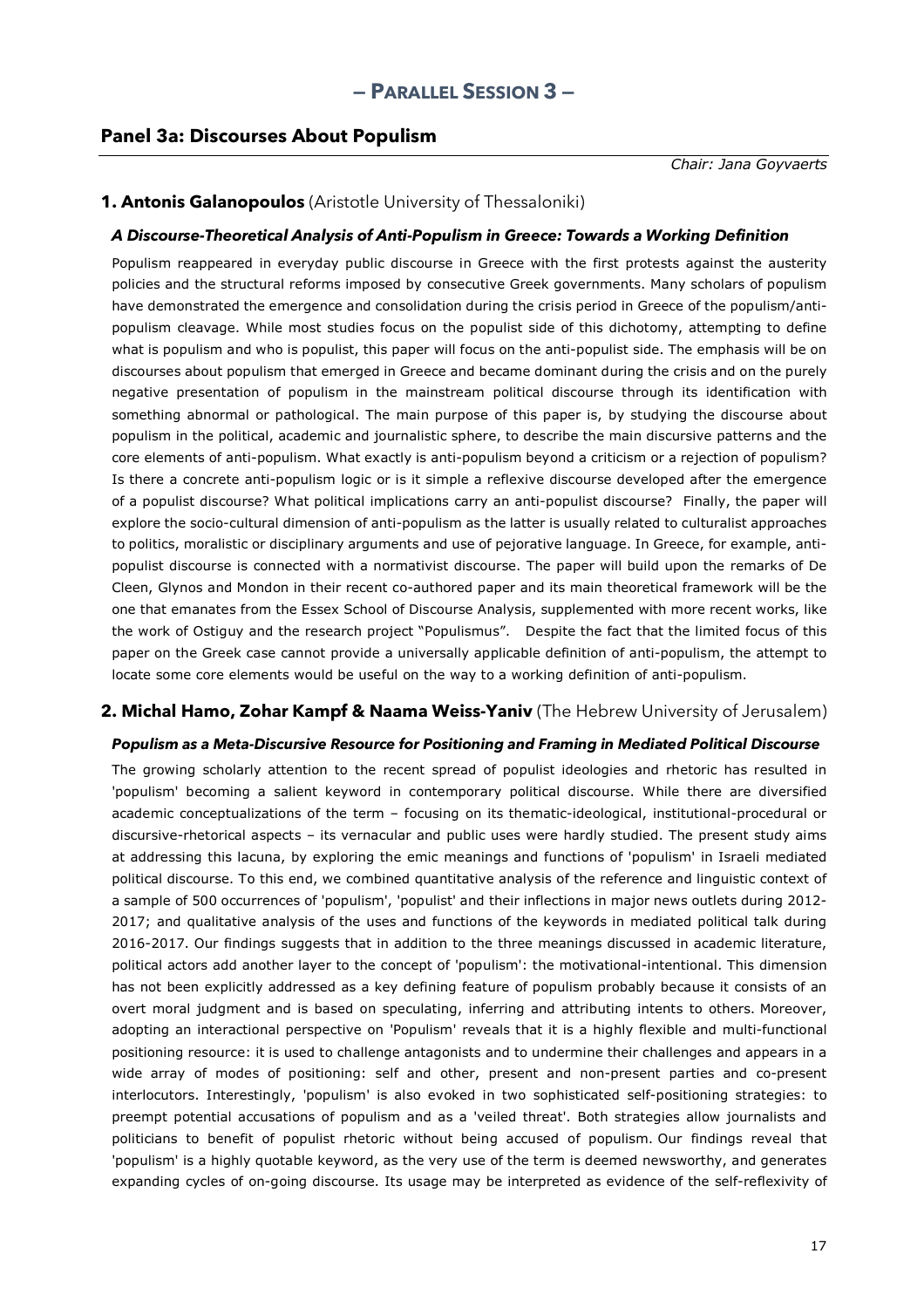# – PARALLEL SESSION 3 –

## Panel 3a: Discourses About Populism

*Chair: Jana Goyvaerts*

### 1. Antonis Galanopoulos (Aristotle University of Thessaloniki)

#### *A Discourse-Theoretical Analysis of Anti-Populism in Greece: Towards a Working Definition*

Populism reappeared in everyday public discourse in Greece with the first protests against the austerity policies and the structural reforms imposed by consecutive Greek governments. Many scholars of populism have demonstrated the emergence and consolidation during the crisis period in Greece of the populism/anti-populism cleavage. While most studies focus on the populist side of this dichotomy, attempting to define what is populism and who is populist, this paper will focus on the anti-populist side. The emphasis will be on discourses about populism that emerged in Greece and became dominant during the crisis and on the purely negative presentation of populism in the mainstream political discourse through its identification with something abnormal or pathological. The main purpose of this paper is, by studying the discourse about populism in the political, academic and journalistic sphere, to describe the main discursive patterns and the core elements of anti-populism. What exactly is anti-populism beyond a criticism or a rejection of populism? Is there a concrete anti-populism logic or is it simple a reflexive discourse developed after the emergence of a populist discourse? What political implications carry an anti-populist discourse? Finally, the paper will explore the socio-cultural dimension of anti-populism as the latter is usually related to culturalist approaches to politics, moralistic or disciplinary arguments and use of pejorative language. In Greece, for example, anti-populist discourse is connected with a normativist discourse. The paper will build upon the remarks of De Cleen, Glynos and Mondon in their recent co-authored paper and its main theoretical framework will be the one that emanates from the Essex School of Discourse Analysis, supplemented with more recent works, like the work of Ostiguy and the research project "Populismus". Despite the fact that the limited focus of this paper on the Greek case cannot provide a universally applicable definition of anti-populism, the attempt to locate some core elements would be useful on the way to a working definition of anti-populism.

### 2. Michal Hamo, Zohar Kampf & Naama Weiss-Yaniv (The Hebrew University of Jerusalem)

#### *Populism as a Meta-Discursive Resource for Positioning and Framing in Mediated Political Discourse*

The growing scholarly attention to the recent spread of populist ideologies and rhetoric has resulted in 'populism' becoming a salient keyword in contemporary political discourse. While there are diversified academic conceptualizations of the term – focusing on its thematic-ideological, institutional-procedural or discursive-rhetorical aspects – its vernacular and public uses were hardly studied. The present study aims at addressing this lacuna, by exploring the emic meanings and functions of 'populism' in Israeli mediated political discourse. To this end, we combined quantitative analysis of the reference and linguistic context of a sample of 500 occurrences of 'populism', 'populist' and their inflections in major news outlets during 2012-2017; and qualitative analysis of the uses and functions of the keywords in mediated political talk during 2016-2017. Our findings suggests that in addition to the three meanings discussed in academic literature, political actors add another layer to the concept of 'populism': the motivational-intentional. This dimension has not been explicitly addressed as a key defining feature of populism probably because it consists of an overt moral judgment and is based on speculating, inferring and attributing intents to others. Moreover, adopting an interactional perspective on 'Populism' reveals that it is a highly flexible and multi-functional positioning resource: it is used to challenge antagonists and to undermine their challenges and appears in a wide array of modes of positioning: self and other, present and non-present parties and co-present interlocutors. Interestingly, 'populism' is also evoked in two sophisticated self-positioning strategies: to preempt potential accusations of populism and as a 'veiled threat'. Both strategies allow journalists and politicians to benefit of populist rhetoric without being accused of populism. Our findings reveal that 'populism' is a highly quotable keyword, as the very use of the term is deemed newsworthy, and generates expanding cycles of on-going discourse. Its usage may be interpreted as evidence of the self-reflexivity of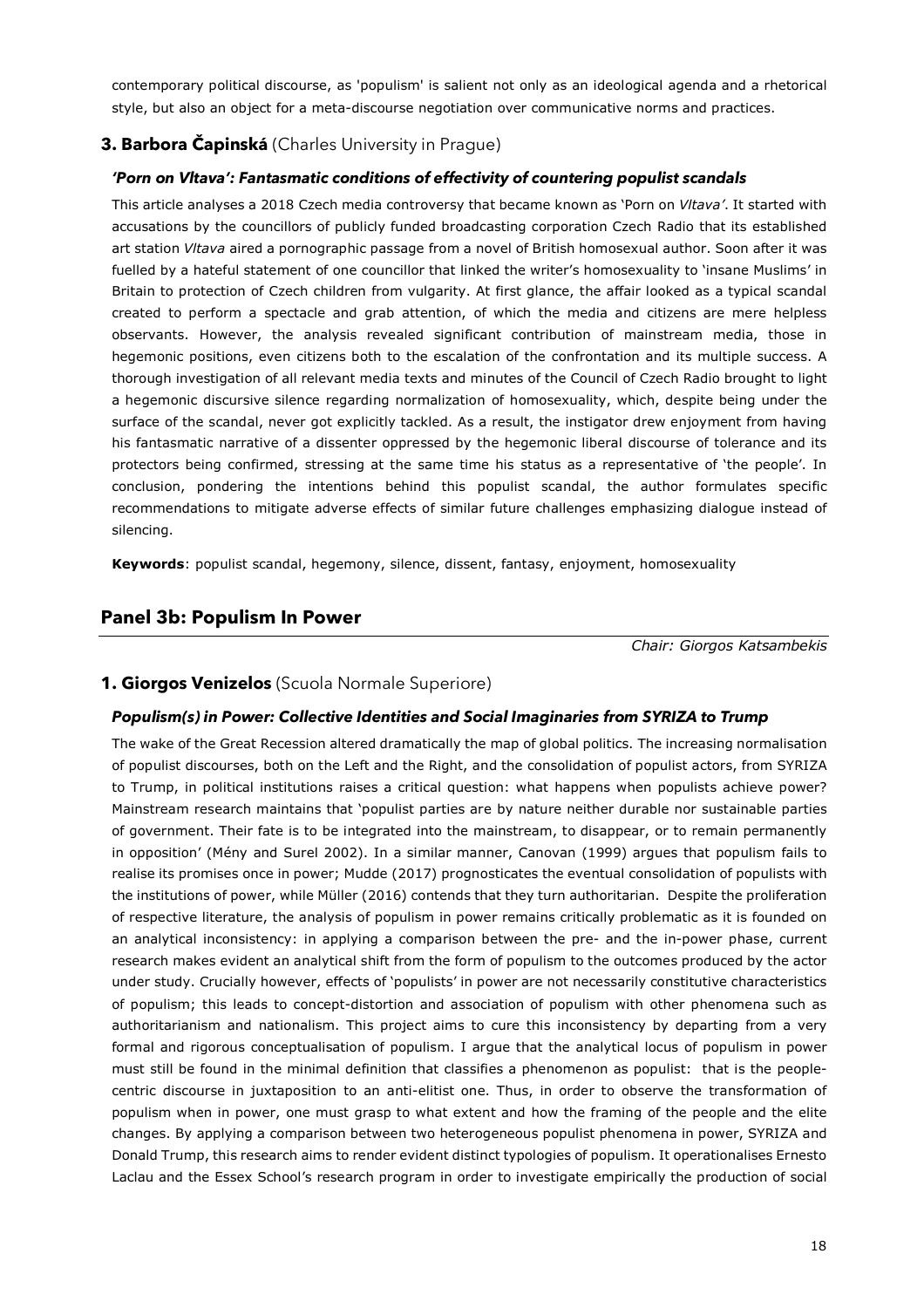contemporary political discourse, as 'populism' is salient not only as an ideological agenda and a rhetorical style, but also an object for a meta-discourse negotiation over communicative norms and practices.

### 3. Barbora Čapinská (Charles University in Prague)

#### *'Porn on Vltava': Fantasmatic conditions of effectivity of countering populist scandals*

This article analyses a 2018 Czech media controversy that became known as 'Porn on *Vltava*'. It started with accusations by the councillors of publicly funded broadcasting corporation Czech Radio that its established art station *Vltava* aired a pornographic passage from a novel of British homosexual author. Soon after it was fuelled by a hateful statement of one councillor that linked the writer's homosexuality to 'insane Muslims' in Britain to protection of Czech children from vulgarity. At first glance, the affair looked as a typical scandal created to perform a spectacle and grab attention, of which the media and citizens are mere helpless observants. However, the analysis revealed significant contribution of mainstream media, those in hegemonic positions, even citizens both to the escalation of the confrontation and its multiple success. A thorough investigation of all relevant media texts and minutes of the Council of Czech Radio brought to light a hegemonic discursive silence regarding normalization of homosexuality, which, despite being under the surface of the scandal, never got explicitly tackled. As a result, the instigator drew enjoyment from having his fantasmatic narrative of a dissenter oppressed by the hegemonic liberal discourse of tolerance and its protectors being confirmed, stressing at the same time his status as a representative of 'the people'. In conclusion, pondering the intentions behind this populist scandal, the author formulates specific recommendations to mitigate adverse effects of similar future challenges emphasizing dialogue instead of silencing.

**Keywords**: populist scandal, hegemony, silence, dissent, fantasy, enjoyment, homosexuality

## Panel 3b: Populism In Power

*Chair: Giorgos Katsambekis*

### 1. Giorgos Venizelos (Scuola Normale Superiore)

#### *Populism(s) in Power: Collective Identities and Social Imaginaries from SYRIZA to Trump*

The wake of the Great Recession altered dramatically the map of global politics. The increasing normalisation of populist discourses, both on the Left and the Right, and the consolidation of populist actors, from SYRIZA to Trump, in political institutions raises a critical question: what happens when populists achieve power? Mainstream research maintains that 'populist parties are by nature neither durable nor sustainable parties of government. Their fate is to be integrated into the mainstream, to disappear, or to remain permanently in opposition' (Mény and Surel 2002). In a similar manner, Canovan (1999) argues that populism fails to realise its promises once in power; Mudde (2017) prognosticates the eventual consolidation of populists with the institutions of power, while Müller (2016) contends that they turn authoritarian. Despite the proliferation of respective literature, the analysis of populism in power remains critically problematic as it is founded on an analytical inconsistency: in applying a comparison between the pre- and the in-power phase, current research makes evident an analytical shift from the form of populism to the outcomes produced by the actor under study. Crucially however, effects of 'populists' in power are not necessarily constitutive characteristics of populism; this leads to concept-distortion and association of populism with other phenomena such as authoritarianism and nationalism. This project aims to cure this inconsistency by departing from a very formal and rigorous conceptualisation of populism. I argue that the analytical locus of populism in power must still be found in the minimal definition that classifies a phenomenon as populist: that is the people-centric discourse in juxtaposition to an anti-elitist one. Thus, in order to observe the transformation of populism when in power, one must grasp to what extent and how the framing of the people and the elite changes. By applying a comparison between two heterogeneous populist phenomena in power, SYRIZA and Donald Trump, this research aims to render evident distinct typologies of populism. It operationalises Ernesto Laclau and the Essex School's research program in order to investigate empirically the production of social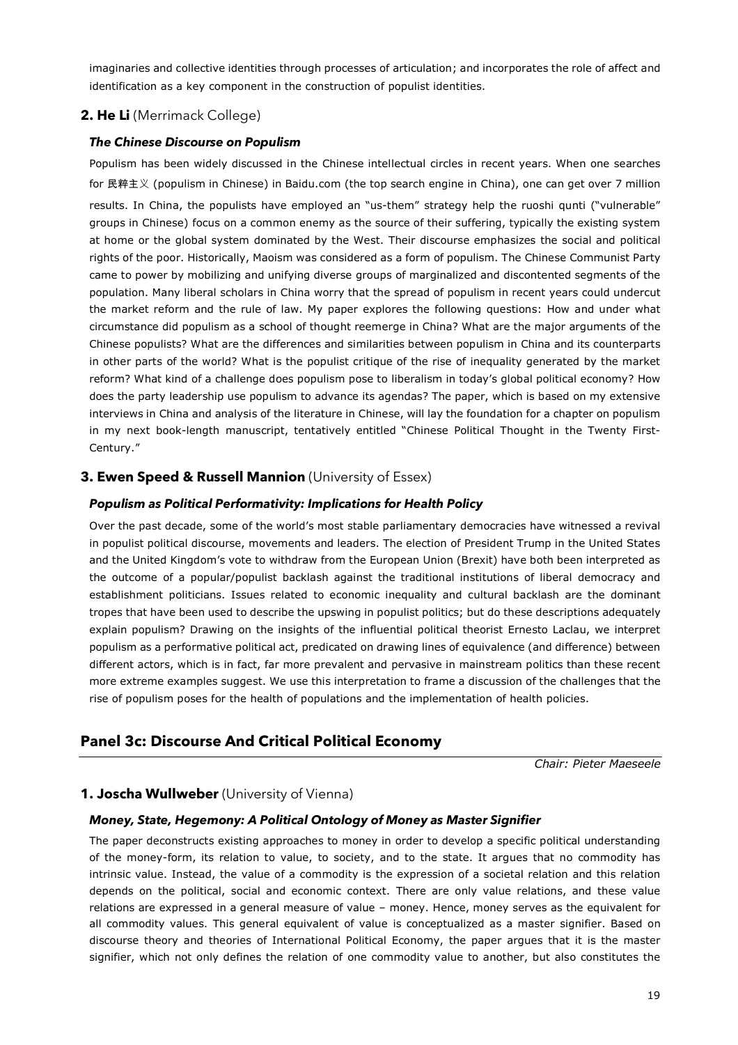imaginaries and collective identities through processes of articulation; and incorporates the role of affect and identification as a key component in the construction of populist identities.

### 2. He Li (Merrimack College)

#### *The Chinese Discourse on Populism*

Populism has been widely discussed in the Chinese intellectual circles in recent years. When one searches for 民粹主义 (populism in Chinese) in Baidu.com (the top search engine in China), one can get over 7 million results. In China, the populists have employed an "us-them" strategy help the ruoshi qunti ("vulnerable" groups in Chinese) focus on a common enemy as the source of their suffering, typically the existing system at home or the global system dominated by the West. Their discourse emphasizes the social and political rights of the poor. Historically, Maoism was considered as a form of populism. The Chinese Communist Party came to power by mobilizing and unifying diverse groups of marginalized and discontented segments of the population. Many liberal scholars in China worry that the spread of populism in recent years could undercut the market reform and the rule of law. My paper explores the following questions: How and under what circumstance did populism as a school of thought reemerge in China? What are the major arguments of the Chinese populists? What are the differences and similarities between populism in China and its counterparts in other parts of the world? What is the populist critique of the rise of inequality generated by the market reform? What kind of a challenge does populism pose to liberalism in today's global political economy? How does the party leadership use populism to advance its agendas? The paper, which is based on my extensive interviews in China and analysis of the literature in Chinese, will lay the foundation for a chapter on populism in my next book-length manuscript, tentatively entitled "Chinese Political Thought in the Twenty First-Century."

### 3. Ewen Speed & Russell Mannion (University of Essex)

#### *Populism as Political Performativity: Implications for Health Policy*

Over the past decade, some of the world's most stable parliamentary democracies have witnessed a revival in populist political discourse, movements and leaders. The election of President Trump in the United States and the United Kingdom's vote to withdraw from the European Union (Brexit) have both been interpreted as the outcome of a popular/populist backlash against the traditional institutions of liberal democracy and establishment politicians. Issues related to economic inequality and cultural backlash are the dominant tropes that have been used to describe the upswing in populist politics; but do these descriptions adequately explain populism? Drawing on the insights of the influential political theorist Ernesto Laclau, we interpret populism as a performative political act, predicated on drawing lines of equivalence (and difference) between different actors, which is in fact, far more prevalent and pervasive in mainstream politics than these recent more extreme examples suggest. We use this interpretation to frame a discussion of the challenges that the rise of populism poses for the health of populations and the implementation of health policies.

## Panel 3c: Discourse And Critical Political Economy

*Chair: Pieter Maeseele*

### 1. Joscha Wullweber (University of Vienna)

#### *Money, State, Hegemony: A Political Ontology of Money as Master Signifier*

The paper deconstructs existing approaches to money in order to develop a specific political understanding of the money-form, its relation to value, to society, and to the state. It argues that no commodity has intrinsic value. Instead, the value of a commodity is the expression of a societal relation and this relation depends on the political, social and economic context. There are only value relations, and these value relations are expressed in a general measure of value – money. Hence, money serves as the equivalent for all commodity values. This general equivalent of value is conceptualized as a master signifier. Based on discourse theory and theories of International Political Economy, the paper argues that it is the master signifier, which not only defines the relation of one commodity value to another, but also constitutes the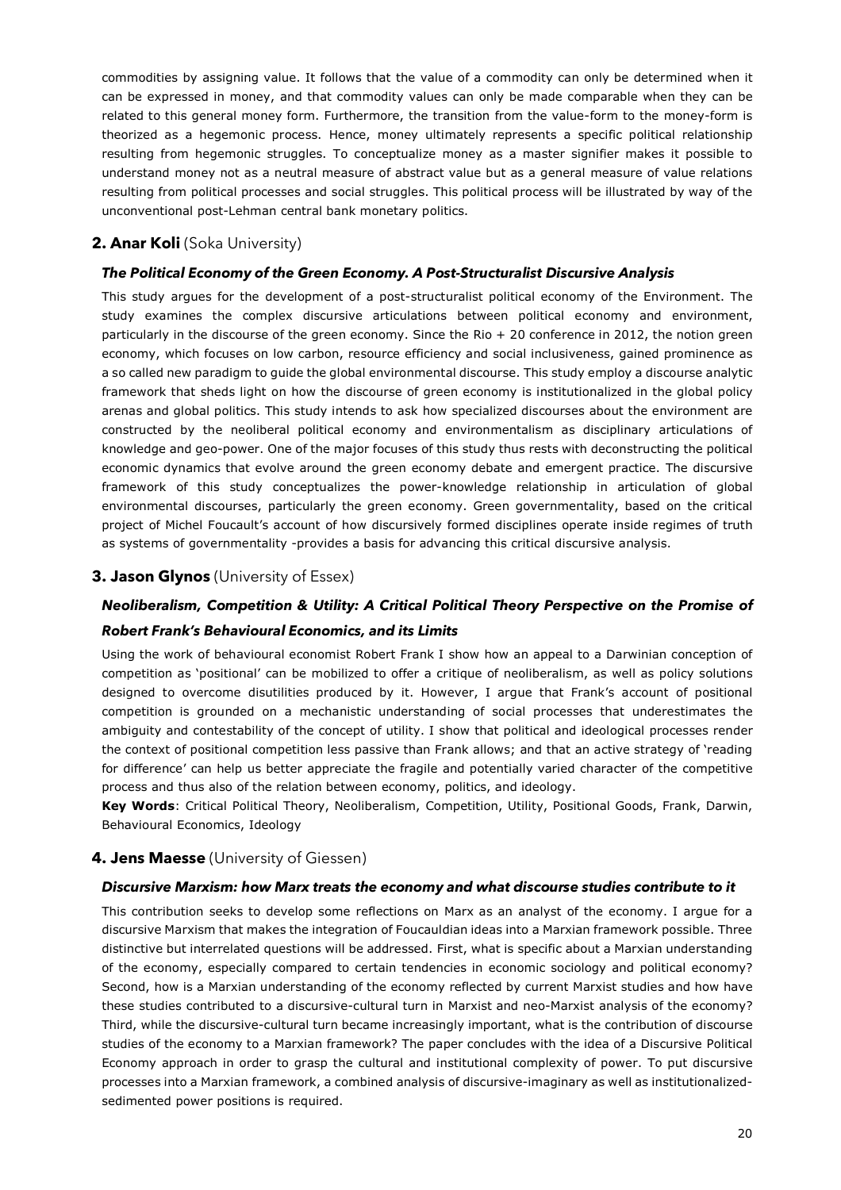commodities by assigning value. It follows that the value of a commodity can only be determined when it can be expressed in money, and that commodity values can only be made comparable when they can be related to this general money form. Furthermore, the transition from the value-form to the money-form is theorized as a hegemonic process. Hence, money ultimately represents a specific political relationship resulting from hegemonic struggles. To conceptualize money as a master signifier makes it possible to understand money not as a neutral measure of abstract value but as a general measure of value relations resulting from political processes and social struggles. This political process will be illustrated by way of the unconventional post-Lehman central bank monetary politics.

### 2. Anar Koli (Soka University)

#### *The Political Economy of the Green Economy. A Post-Structuralist Discursive Analysis*

This study argues for the development of a post-structuralist political economy of the Environment. The study examines the complex discursive articulations between political economy and environment, particularly in the discourse of the green economy. Since the Rio + 20 conference in 2012, the notion green economy, which focuses on low carbon, resource efficiency and social inclusiveness, gained prominence as a so called new paradigm to guide the global environmental discourse. This study employ a discourse analytic framework that sheds light on how the discourse of green economy is institutionalized in the global policy arenas and global politics. This study intends to ask how specialized discourses about the environment are constructed by the neoliberal political economy and environmentalism as disciplinary articulations of knowledge and geo-power. One of the major focuses of this study thus rests with deconstructing the political economic dynamics that evolve around the green economy debate and emergent practice. The discursive framework of this study conceptualizes the power-knowledge relationship in articulation of global environmental discourses, particularly the green economy. Green governmentality, based on the critical project of Michel Foucault's account of how discursively formed disciplines operate inside regimes of truth as systems of governmentality -provides a basis for advancing this critical discursive analysis.

### 3. Jason Glynos (University of Essex)

#### *Neoliberalism, Competition & Utility: A Critical Political Theory Perspective on the Promise of Robert Frank's Behavioural Economics, and its Limits*

Using the work of behavioural economist Robert Frank I show how an appeal to a Darwinian conception of competition as 'positional' can be mobilized to offer a critique of neoliberalism, as well as policy solutions designed to overcome disutilities produced by it. However, I argue that Frank's account of positional competition is grounded on a mechanistic understanding of social processes that underestimates the ambiguity and contestability of the concept of utility. I show that political and ideological processes render the context of positional competition less passive than Frank allows; and that an active strategy of 'reading for difference' can help us better appreciate the fragile and potentially varied character of the competitive process and thus also of the relation between economy, politics, and ideology.

**Key Words**: Critical Political Theory, Neoliberalism, Competition, Utility, Positional Goods, Frank, Darwin, Behavioural Economics, Ideology

### 4. Jens Maesse (University of Giessen)

#### *Discursive Marxism: how Marx treats the economy and what discourse studies contribute to it*

This contribution seeks to develop some reflections on Marx as an analyst of the economy. I argue for a discursive Marxism that makes the integration of Foucauldian ideas into a Marxian framework possible. Three distinctive but interrelated questions will be addressed. First, what is specific about a Marxian understanding of the economy, especially compared to certain tendencies in economic sociology and political economy? Second, how is a Marxian understanding of the economy reflected by current Marxist studies and how have these studies contributed to a discursive-cultural turn in Marxist and neo-Marxist analysis of the economy? Third, while the discursive-cultural turn became increasingly important, what is the contribution of discourse studies of the economy to a Marxian framework? The paper concludes with the idea of a Discursive Political Economy approach in order to grasp the cultural and institutional complexity of power. To put discursive processes into a Marxian framework, a combined analysis of discursive-imaginary as well as institutionalized-sedimented power positions is required.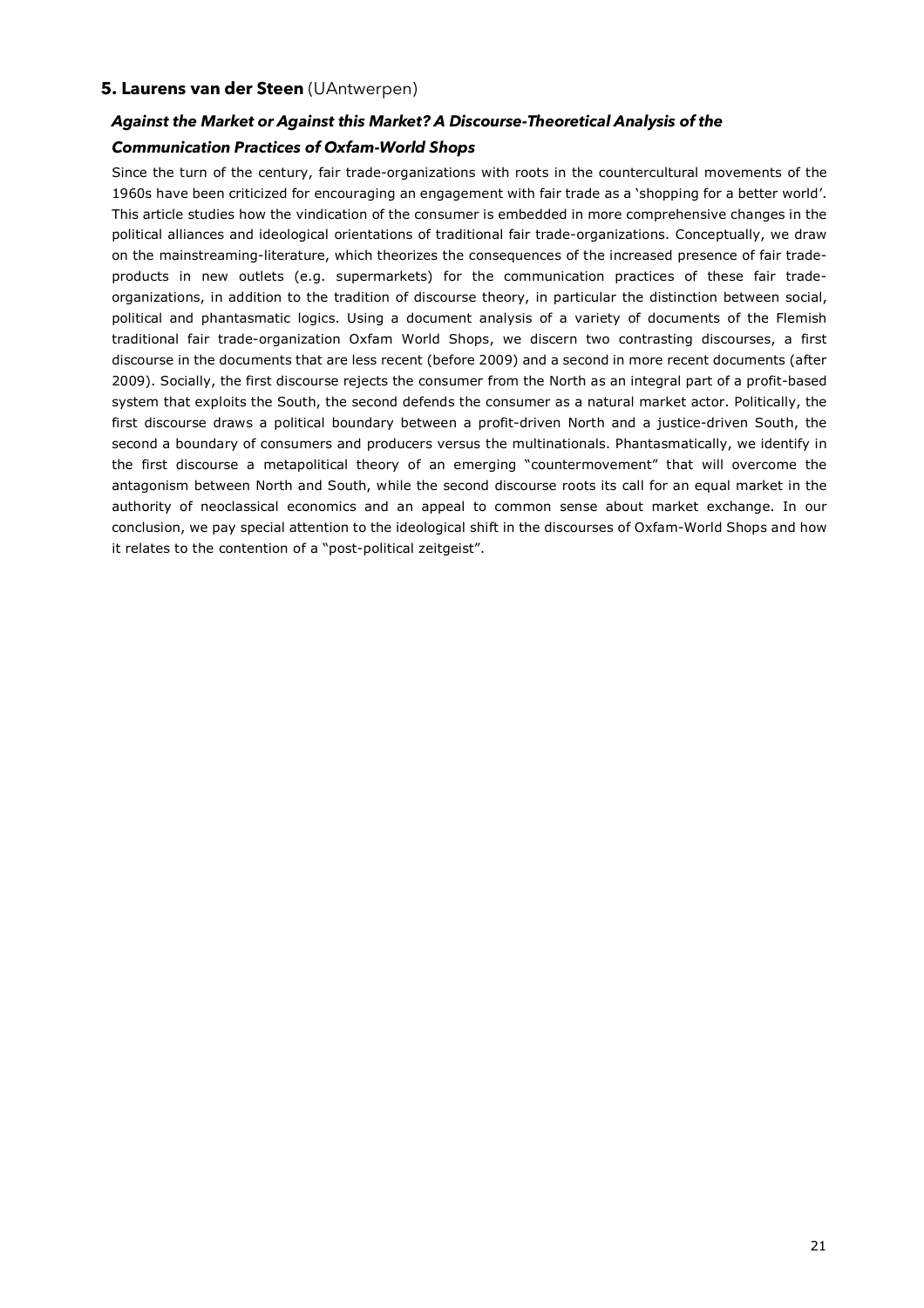### **5. Laurens van der Steen** (UAntwerpen)

#### ***Against the Market or Against this Market? A Discourse-Theoretical Analysis of the Communication Practices of Oxfam-World Shops***

Since the turn of the century, fair trade-organizations with roots in the countercultural movements of the 1960s have been criticized for encouraging an engagement with fair trade as a 'shopping for a better world'. This article studies how the vindication of the consumer is embedded in more comprehensive changes in the political alliances and ideological orientations of traditional fair trade-organizations. Conceptually, we draw on the mainstreaming-literature, which theorizes the consequences of the increased presence of fair trade-products in new outlets (e.g. supermarkets) for the communication practices of these fair trade-organizations, in addition to the tradition of discourse theory, in particular the distinction between social, political and phantasmatic logics. Using a document analysis of a variety of documents of the Flemish traditional fair trade-organization Oxfam World Shops, we discern two contrasting discourses, a first discourse in the documents that are less recent (before 2009) and a second in more recent documents (after 2009). Socially, the first discourse rejects the consumer from the North as an integral part of a profit-based system that exploits the South, the second defends the consumer as a natural market actor. Politically, the first discourse draws a political boundary between a profit-driven North and a justice-driven South, the second a boundary of consumers and producers versus the multinationals. Phantasmatically, we identify in the first discourse a metapolitical theory of an emerging "countermovement" that will overcome the antagonism between North and South, while the second discourse roots its call for an equal market in the authority of neoclassical economics and an appeal to common sense about market exchange. In our conclusion, we pay special attention to the ideological shift in the discourses of Oxfam-World Shops and how it relates to the contention of a "post-political zeitgeist".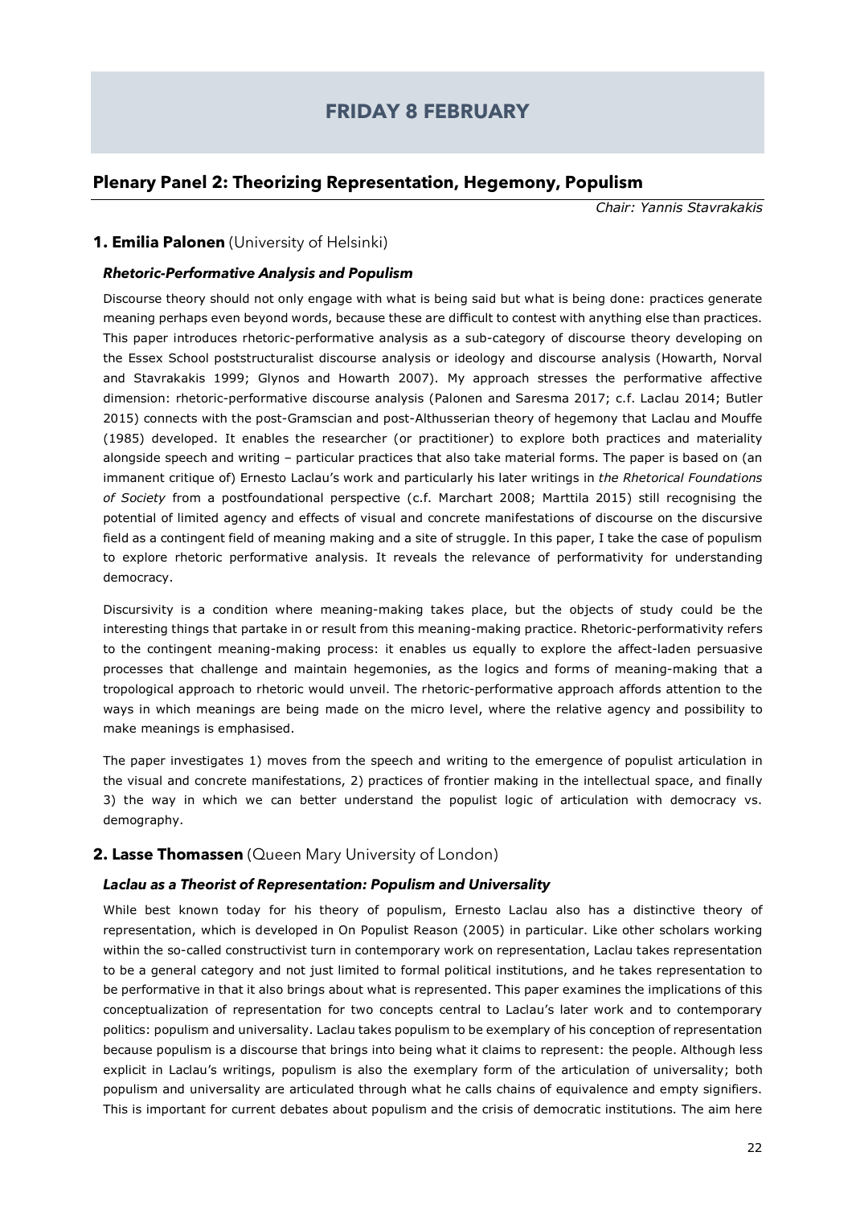# FRIDAY 8 FEBRUARY

## Plenary Panel 2: Theorizing Representation, Hegemony, Populism

*Chair: Yannis Stavrakakis*

### 1. Emilia Palonen (University of Helsinki)

#### *Rhetoric-Performative Analysis and Populism*

Discourse theory should not only engage with what is being said but what is being done: practices generate meaning perhaps even beyond words, because these are difficult to contest with anything else than practices. This paper introduces rhetoric-performative analysis as a sub-category of discourse theory developing on the Essex School poststructuralist discourse analysis or ideology and discourse analysis (Howarth, Norval and Stavrakakis 1999; Glynos and Howarth 2007). My approach stresses the performative affective dimension: rhetoric-performative discourse analysis (Palonen and Saresma 2017; c.f. Laclau 2014; Butler 2015) connects with the post-Gramscian and post-Althusserian theory of hegemony that Laclau and Mouffe (1985) developed. It enables the researcher (or practitioner) to explore both practices and materiality alongside speech and writing – particular practices that also take material forms. The paper is based on (an immanent critique of) Ernesto Laclau's work and particularly his later writings in *the Rhetorical Foundations of Society* from a postfoundational perspective (c.f. Marchart 2008; Marttila 2015) still recognising the potential of limited agency and effects of visual and concrete manifestations of discourse on the discursive field as a contingent field of meaning making and a site of struggle. In this paper, I take the case of populism to explore rhetoric performative analysis. It reveals the relevance of performativity for understanding democracy.

Discursivity is a condition where meaning-making takes place, but the objects of study could be the interesting things that partake in or result from this meaning-making practice. Rhetoric-performativity refers to the contingent meaning-making process: it enables us equally to explore the affect-laden persuasive processes that challenge and maintain hegemonies, as the logics and forms of meaning-making that a tropological approach to rhetoric would unveil. The rhetoric-performative approach affords attention to the ways in which meanings are being made on the micro level, where the relative agency and possibility to make meanings is emphasised.

The paper investigates 1) moves from the speech and writing to the emergence of populist articulation in the visual and concrete manifestations, 2) practices of frontier making in the intellectual space, and finally 3) the way in which we can better understand the populist logic of articulation with democracy vs. demography.

### 2. Lasse Thomassen (Queen Mary University of London)

#### *Laclau as a Theorist of Representation: Populism and Universality*

While best known today for his theory of populism, Ernesto Laclau also has a distinctive theory of representation, which is developed in On Populist Reason (2005) in particular. Like other scholars working within the so-called constructivist turn in contemporary work on representation, Laclau takes representation to be a general category and not just limited to formal political institutions, and he takes representation to be performative in that it also brings about what is represented. This paper examines the implications of this conceptualization of representation for two concepts central to Laclau's later work and to contemporary politics: populism and universality. Laclau takes populism to be exemplary of his conception of representation because populism is a discourse that brings into being what it claims to represent: the people. Although less explicit in Laclau's writings, populism is also the exemplary form of the articulation of universality; both populism and universality are articulated through what he calls chains of equivalence and empty signifiers. This is important for current debates about populism and the crisis of democratic institutions. The aim here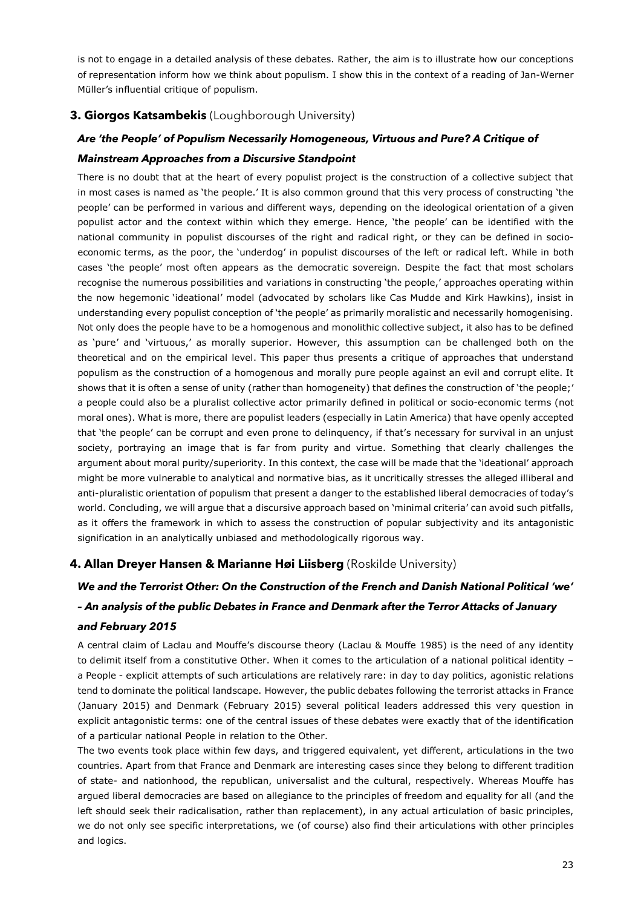is not to engage in a detailed analysis of these debates. Rather, the aim is to illustrate how our conceptions of representation inform how we think about populism. I show this in the context of a reading of Jan-Werner Müller's influential critique of populism.

### 3. **Giorgos Katsambekis** (Loughborough University)

***Are 'the People' of Populism Necessarily Homogeneous, Virtuous and Pure? A Critique of Mainstream Approaches from a Discursive Standpoint***

There is no doubt that at the heart of every populist project is the construction of a collective subject that in most cases is named as 'the people.' It is also common ground that this very process of constructing 'the people' can be performed in various and different ways, depending on the ideological orientation of a given populist actor and the context within which they emerge. Hence, 'the people' can be identified with the national community in populist discourses of the right and radical right, or they can be defined in socio-economic terms, as the poor, the 'underdog' in populist discourses of the left or radical left. While in both cases 'the people' most often appears as the democratic sovereign. Despite the fact that most scholars recognise the numerous possibilities and variations in constructing 'the people,' approaches operating within the now hegemonic 'ideational' model (advocated by scholars like Cas Mudde and Kirk Hawkins), insist in understanding every populist conception of 'the people' as primarily moralistic and necessarily homogenising. Not only does the people have to be a homogenous and monolithic collective subject, it also has to be defined as 'pure' and 'virtuous,' as morally superior. However, this assumption can be challenged both on the theoretical and on the empirical level. This paper thus presents a critique of approaches that understand populism as the construction of a homogenous and morally pure people against an evil and corrupt elite. It shows that it is often a sense of unity (rather than homogeneity) that defines the construction of 'the people;' a people could also be a pluralist collective actor primarily defined in political or socio-economic terms (not moral ones). What is more, there are populist leaders (especially in Latin America) that have openly accepted that 'the people' can be corrupt and even prone to delinquency, if that's necessary for survival in an unjust society, portraying an image that is far from purity and virtue. Something that clearly challenges the argument about moral purity/superiority. In this context, the case will be made that the 'ideational' approach might be more vulnerable to analytical and normative bias, as it uncritically stresses the alleged illiberal and anti-pluralistic orientation of populism that present a danger to the established liberal democracies of today's world. Concluding, we will argue that a discursive approach based on 'minimal criteria' can avoid such pitfalls, as it offers the framework in which to assess the construction of popular subjectivity and its antagonistic signification in an analytically unbiased and methodologically rigorous way.

### 4. **Allan Dreyer Hansen & Marianne Høi Liisberg** (Roskilde University)

***We and the Terrorist Other: On the Construction of the French and Danish National Political 'we' – An analysis of the public Debates in France and Denmark after the Terror Attacks of January and February 2015***

A central claim of Laclau and Mouffe's discourse theory (Laclau & Mouffe 1985) is the need of any identity to delimit itself from a constitutive Other. When it comes to the articulation of a national political identity – a People - explicit attempts of such articulations are relatively rare: in day to day politics, agonistic relations tend to dominate the political landscape. However, the public debates following the terrorist attacks in France (January 2015) and Denmark (February 2015) several political leaders addressed this very question in explicit antagonistic terms: one of the central issues of these debates were exactly that of the identification of a particular national People in relation to the Other.

The two events took place within few days, and triggered equivalent, yet different, articulations in the two countries. Apart from that France and Denmark are interesting cases since they belong to different tradition of state- and nationhood, the republican, universalist and the cultural, respectively. Whereas Mouffe has argued liberal democracies are based on allegiance to the principles of freedom and equality for all (and the left should seek their radicalisation, rather than replacement), in any actual articulation of basic principles, we do not only see specific interpretations, we (of course) also find their articulations with other principles and logics.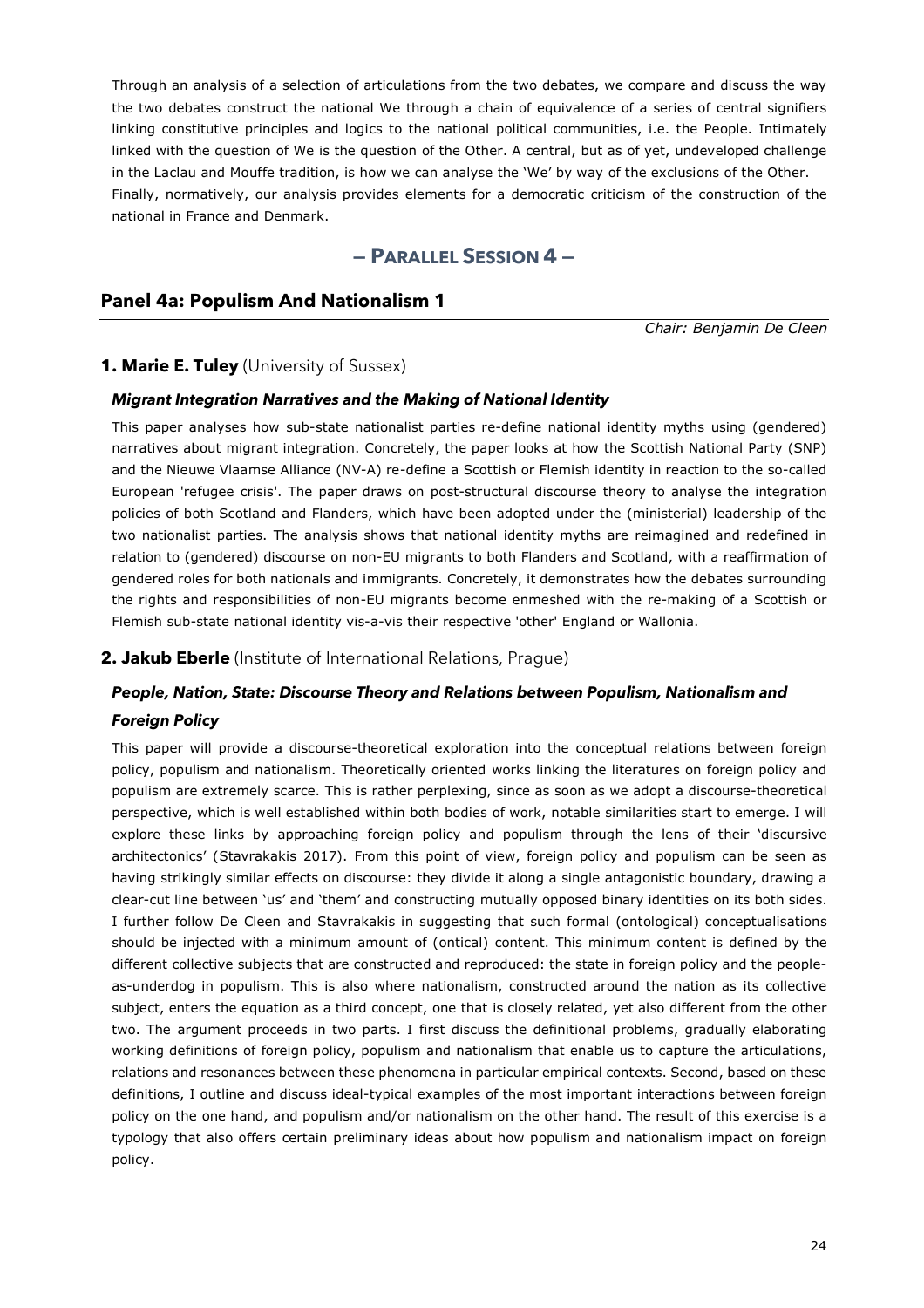Through an analysis of a selection of articulations from the two debates, we compare and discuss the way the two debates construct the national We through a chain of equivalence of a series of central signifiers linking constitutive principles and logics to the national political communities, i.e. the People. Intimately linked with the question of We is the question of the Other. A central, but as of yet, undeveloped challenge in the Laclau and Mouffe tradition, is how we can analyse the 'We' by way of the exclusions of the Other. Finally, normatively, our analysis provides elements for a democratic criticism of the construction of the national in France and Denmark.

## — PARALLEL SESSION 4 —

## Panel 4a: Populism And Nationalism 1

*Chair: Benjamin De Cleen*

### 1. Marie E. Tuley (University of Sussex)

#### *Migrant Integration Narratives and the Making of National Identity*

This paper analyses how sub-state nationalist parties re-define national identity myths using (gendered) narratives about migrant integration. Concretely, the paper looks at how the Scottish National Party (SNP) and the Nieuwe Vlaamse Alliance (NV-A) re-define a Scottish or Flemish identity in reaction to the so-called European 'refugee crisis'. The paper draws on post-structural discourse theory to analyse the integration policies of both Scotland and Flanders, which have been adopted under the (ministerial) leadership of the two nationalist parties. The analysis shows that national identity myths are reimagined and redefined in relation to (gendered) discourse on non-EU migrants to both Flanders and Scotland, with a reaffirmation of gendered roles for both nationals and immigrants. Concretely, it demonstrates how the debates surrounding the rights and responsibilities of non-EU migrants become enmeshed with the re-making of a Scottish or Flemish sub-state national identity vis-a-vis their respective 'other' England or Wallonia.

### 2. Jakub Eberle (Institute of International Relations, Prague)

#### *People, Nation, State: Discourse Theory and Relations between Populism, Nationalism and Foreign Policy*

This paper will provide a discourse-theoretical exploration into the conceptual relations between foreign policy, populism and nationalism. Theoretically oriented works linking the literatures on foreign policy and populism are extremely scarce. This is rather perplexing, since as soon as we adopt a discourse-theoretical perspective, which is well established within both bodies of work, notable similarities start to emerge. I will explore these links by approaching foreign policy and populism through the lens of their 'discursive architectonics' (Stavrakakis 2017). From this point of view, foreign policy and populism can be seen as having strikingly similar effects on discourse: they divide it along a single antagonistic boundary, drawing a clear-cut line between 'us' and 'them' and constructing mutually opposed binary identities on its both sides. I further follow De Cleen and Stavrakakis in suggesting that such formal (ontological) conceptualisations should be injected with a minimum amount of (ontical) content. This minimum content is defined by the different collective subjects that are constructed and reproduced: the state in foreign policy and the people-as-underdog in populism. This is also where nationalism, constructed around the nation as its collective subject, enters the equation as a third concept, one that is closely related, yet also different from the other two. The argument proceeds in two parts. I first discuss the definitional problems, gradually elaborating working definitions of foreign policy, populism and nationalism that enable us to capture the articulations, relations and resonances between these phenomena in particular empirical contexts. Second, based on these definitions, I outline and discuss ideal-typical examples of the most important interactions between foreign policy on the one hand, and populism and/or nationalism on the other hand. The result of this exercise is a typology that also offers certain preliminary ideas about how populism and nationalism impact on foreign policy.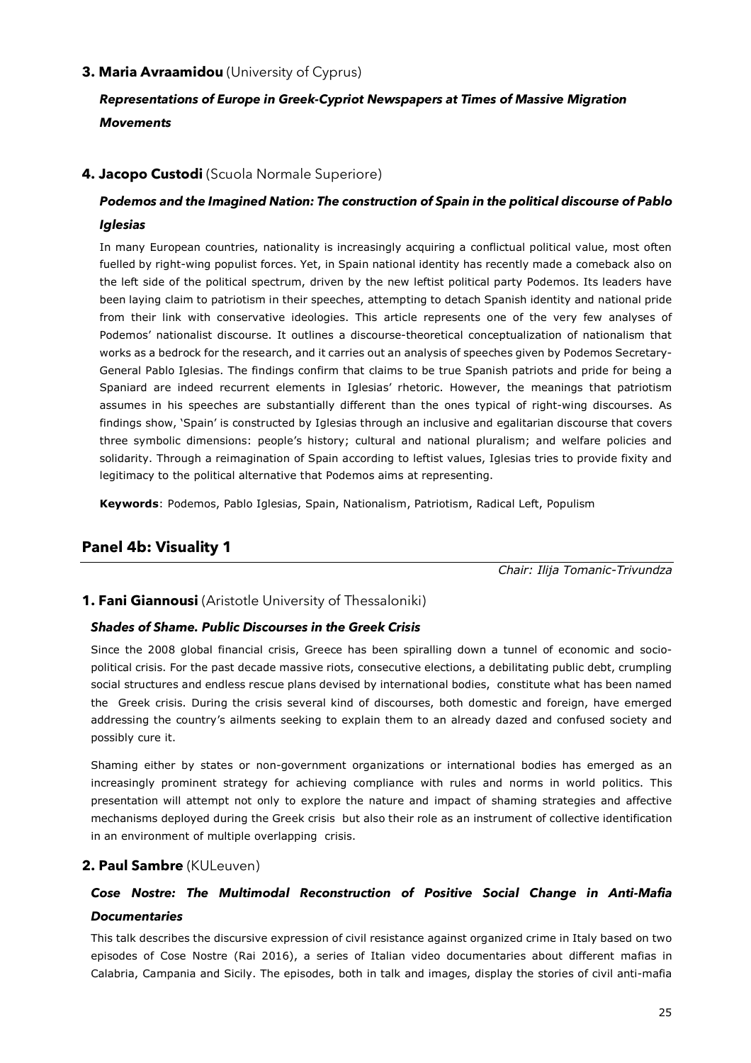**3. Maria Avraamidou** (University of Cyprus)

***Representations of Europe in Greek-Cypriot Newspapers at Times of Massive Migration Movements***

**4. Jacopo Custodi** (Scuola Normale Superiore)

***Podemos and the Imagined Nation: The construction of Spain in the political discourse of Pablo Iglesias***

In many European countries, nationality is increasingly acquiring a conflictual political value, most often fuelled by right-wing populist forces. Yet, in Spain national identity has recently made a comeback also on the left side of the political spectrum, driven by the new leftist political party Podemos. Its leaders have been laying claim to patriotism in their speeches, attempting to detach Spanish identity and national pride from their link with conservative ideologies. This article represents one of the very few analyses of Podemos' nationalist discourse. It outlines a discourse-theoretical conceptualization of nationalism that works as a bedrock for the research, and it carries out an analysis of speeches given by Podemos Secretary-General Pablo Iglesias. The findings confirm that claims to be true Spanish patriots and pride for being a Spaniard are indeed recurrent elements in Iglesias' rhetoric. However, the meanings that patriotism assumes in his speeches are substantially different than the ones typical of right-wing discourses. As findings show, 'Spain' is constructed by Iglesias through an inclusive and egalitarian discourse that covers three symbolic dimensions: people's history; cultural and national pluralism; and welfare policies and solidarity. Through a reimagination of Spain according to leftist values, Iglesias tries to provide fixity and legitimacy to the political alternative that Podemos aims at representing.

**Keywords**: Podemos, Pablo Iglesias, Spain, Nationalism, Patriotism, Radical Left, Populism

## Panel 4b: Visuality 1

*Chair: Ilija Tomanic-Trivundza*

**1. Fani Giannousi** (Aristotle University of Thessaloniki)

***Shades of Shame. Public Discourses in the Greek Crisis***

Since the 2008 global financial crisis, Greece has been spiralling down a tunnel of economic and socio-political crisis. For the past decade massive riots, consecutive elections, a debilitating public debt, crumpling social structures and endless rescue plans devised by international bodies, constitute what has been named the Greek crisis. During the crisis several kind of discourses, both domestic and foreign, have emerged addressing the country's ailments seeking to explain them to an already dazed and confused society and possibly cure it.

Shaming either by states or non-government organizations or international bodies has emerged as an increasingly prominent strategy for achieving compliance with rules and norms in world politics. This presentation will attempt not only to explore the nature and impact of shaming strategies and affective mechanisms deployed during the Greek crisis but also their role as an instrument of collective identification in an environment of multiple overlapping crisis.

**2. Paul Sambre** (KULeuven)

***Cose Nostre: The Multimodal Reconstruction of Positive Social Change in Anti-Mafia Documentaries***

This talk describes the discursive expression of civil resistance against organized crime in Italy based on two episodes of Cose Nostre (Rai 2016), a series of Italian video documentaries about different mafias in Calabria, Campania and Sicily. The episodes, both in talk and images, display the stories of civil anti-mafia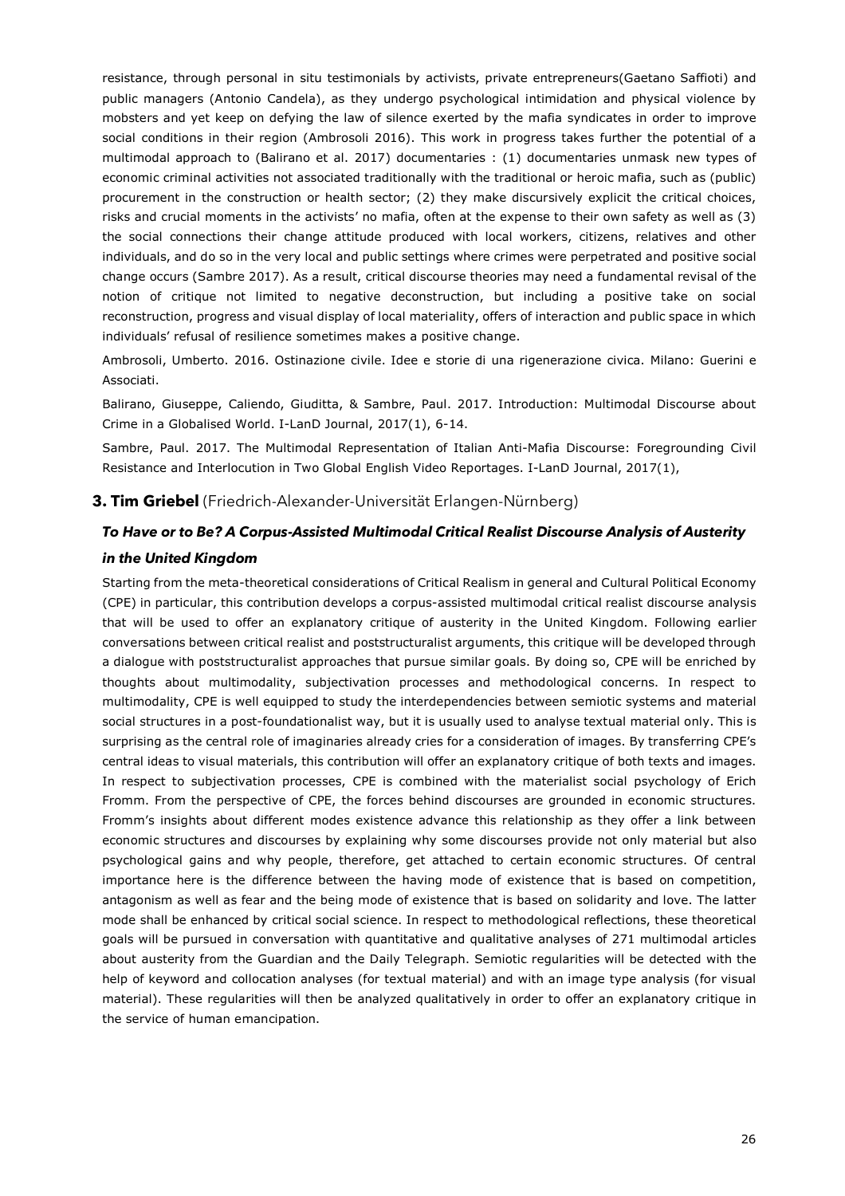resistance, through personal in situ testimonials by activists, private entrepreneurs(Gaetano Saffioti) and public managers (Antonio Candela), as they undergo psychological intimidation and physical violence by mobsters and yet keep on defying the law of silence exerted by the mafia syndicates in order to improve social conditions in their region (Ambrosoli 2016). This work in progress takes further the potential of a multimodal approach to (Balirano et al. 2017) documentaries : (1) documentaries unmask new types of economic criminal activities not associated traditionally with the traditional or heroic mafia, such as (public) procurement in the construction or health sector; (2) they make discursively explicit the critical choices, risks and crucial moments in the activists' no mafia, often at the expense to their own safety as well as (3) the social connections their change attitude produced with local workers, citizens, relatives and other individuals, and do so in the very local and public settings where crimes were perpetrated and positive social change occurs (Sambre 2017). As a result, critical discourse theories may need a fundamental revisal of the notion of critique not limited to negative deconstruction, but including a positive take on social reconstruction, progress and visual display of local materiality, offers of interaction and public space in which individuals' refusal of resilience sometimes makes a positive change.

Ambrosoli, Umberto. 2016. Ostinazione civile. Idee e storie di una rigenerazione civica. Milano: Guerini e Associati.

Balirano, Giuseppe, Caliendo, Giuditta, & Sambre, Paul. 2017. Introduction: Multimodal Discourse about Crime in a Globalised World. I-LanD Journal, 2017(1), 6-14.

Sambre, Paul. 2017. The Multimodal Representation of Italian Anti-Mafia Discourse: Foregrounding Civil Resistance and Interlocution in Two Global English Video Reportages. I-LanD Journal, 2017(1),

### 3. Tim Griebel (Friedrich-Alexander-Universität Erlangen-Nürnberg)

#### *To Have or to Be? A Corpus-Assisted Multimodal Critical Realist Discourse Analysis of Austerity in the United Kingdom*

Starting from the meta-theoretical considerations of Critical Realism in general and Cultural Political Economy (CPE) in particular, this contribution develops a corpus-assisted multimodal critical realist discourse analysis that will be used to offer an explanatory critique of austerity in the United Kingdom. Following earlier conversations between critical realist and poststructuralist arguments, this critique will be developed through a dialogue with poststructuralist approaches that pursue similar goals. By doing so, CPE will be enriched by thoughts about multimodality, subjectivation processes and methodological concerns. In respect to multimodality, CPE is well equipped to study the interdependencies between semiotic systems and material social structures in a post-foundationalist way, but it is usually used to analyse textual material only. This is surprising as the central role of imaginaries already cries for a consideration of images. By transferring CPE's central ideas to visual materials, this contribution will offer an explanatory critique of both texts and images. In respect to subjectivation processes, CPE is combined with the materialist social psychology of Erich Fromm. From the perspective of CPE, the forces behind discourses are grounded in economic structures. Fromm's insights about different modes existence advance this relationship as they offer a link between economic structures and discourses by explaining why some discourses provide not only material but also psychological gains and why people, therefore, get attached to certain economic structures. Of central importance here is the difference between the having mode of existence that is based on competition, antagonism as well as fear and the being mode of existence that is based on solidarity and love. The latter mode shall be enhanced by critical social science. In respect to methodological reflections, these theoretical goals will be pursued in conversation with quantitative and qualitative analyses of 271 multimodal articles about austerity from the Guardian and the Daily Telegraph. Semiotic regularities will be detected with the help of keyword and collocation analyses (for textual material) and with an image type analysis (for visual material). These regularities will then be analyzed qualitatively in order to offer an explanatory critique in the service of human emancipation.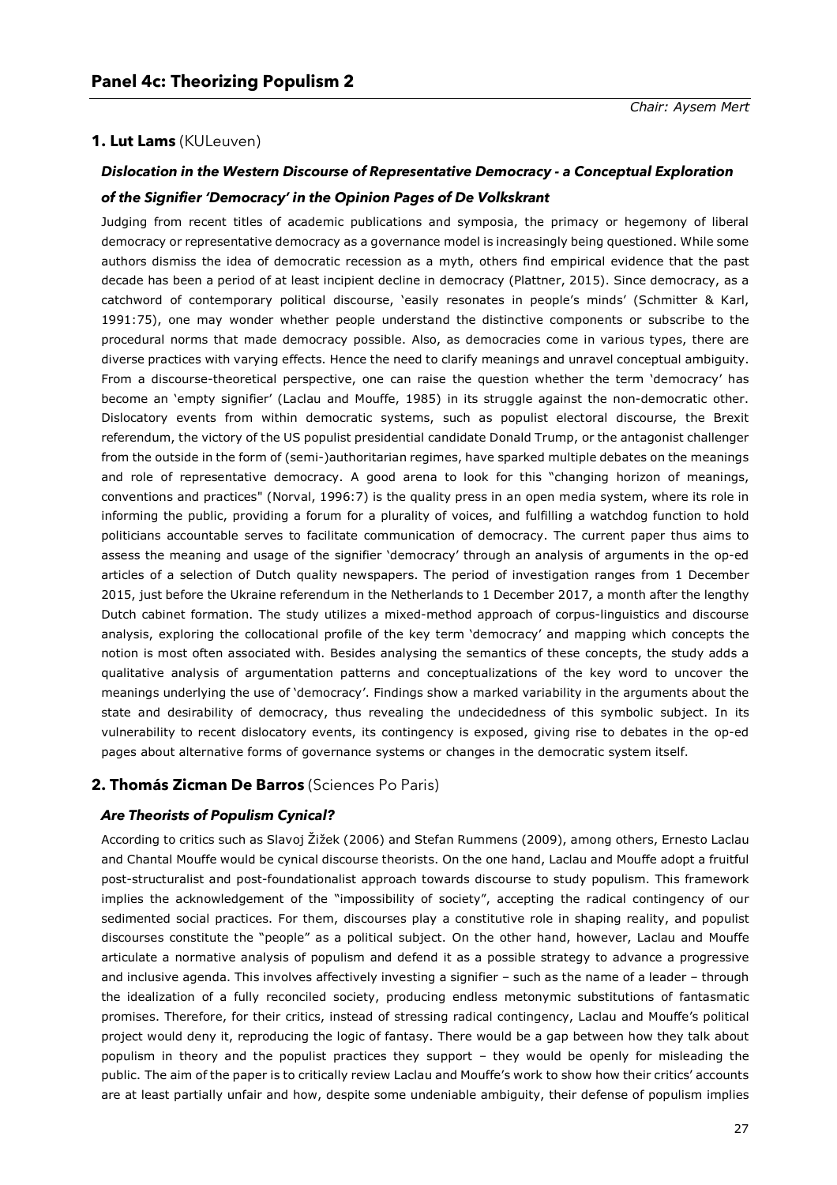## Panel 4c: Theorizing Populism 2

*Chair: Aysem Mert*

### 1. Lut Lams (KULeuven)

#### *Dislocation in the Western Discourse of Representative Democracy - a Conceptual Exploration of the Signifier 'Democracy' in the Opinion Pages of De Volkskrant*

Judging from recent titles of academic publications and symposia, the primacy or hegemony of liberal democracy or representative democracy as a governance model is increasingly being questioned. While some authors dismiss the idea of democratic recession as a myth, others find empirical evidence that the past decade has been a period of at least incipient decline in democracy (Plattner, 2015). Since democracy, as a catchword of contemporary political discourse, 'easily resonates in people's minds' (Schmitter & Karl, 1991:75), one may wonder whether people understand the distinctive components or subscribe to the procedural norms that made democracy possible. Also, as democracies come in various types, there are diverse practices with varying effects. Hence the need to clarify meanings and unravel conceptual ambiguity. From a discourse-theoretical perspective, one can raise the question whether the term 'democracy' has become an 'empty signifier' (Laclau and Mouffe, 1985) in its struggle against the non-democratic other. Dislocatory events from within democratic systems, such as populist electoral discourse, the Brexit referendum, the victory of the US populist presidential candidate Donald Trump, or the antagonist challenger from the outside in the form of (semi-)authoritarian regimes, have sparked multiple debates on the meanings and role of representative democracy. A good arena to look for this "changing horizon of meanings, conventions and practices" (Norval, 1996:7) is the quality press in an open media system, where its role in informing the public, providing a forum for a plurality of voices, and fulfilling a watchdog function to hold politicians accountable serves to facilitate communication of democracy. The current paper thus aims to assess the meaning and usage of the signifier 'democracy' through an analysis of arguments in the op-ed articles of a selection of Dutch quality newspapers. The period of investigation ranges from 1 December 2015, just before the Ukraine referendum in the Netherlands to 1 December 2017, a month after the lengthy Dutch cabinet formation. The study utilizes a mixed-method approach of corpus-linguistics and discourse analysis, exploring the collocational profile of the key term 'democracy' and mapping which concepts the notion is most often associated with. Besides analysing the semantics of these concepts, the study adds a qualitative analysis of argumentation patterns and conceptualizations of the key word to uncover the meanings underlying the use of 'democracy'. Findings show a marked variability in the arguments about the state and desirability of democracy, thus revealing the undecidedness of this symbolic subject. In its vulnerability to recent dislocatory events, its contingency is exposed, giving rise to debates in the op-ed pages about alternative forms of governance systems or changes in the democratic system itself.

### 2. Thomás Zicman De Barros (Sciences Po Paris)

#### *Are Theorists of Populism Cynical?*

According to critics such as Slavoj Žižek (2006) and Stefan Rummens (2009), among others, Ernesto Laclau and Chantal Mouffe would be cynical discourse theorists. On the one hand, Laclau and Mouffe adopt a fruitful post-structuralist and post-foundationalist approach towards discourse to study populism. This framework implies the acknowledgement of the "impossibility of society", accepting the radical contingency of our sedimented social practices. For them, discourses play a constitutive role in shaping reality, and populist discourses constitute the "people" as a political subject. On the other hand, however, Laclau and Mouffe articulate a normative analysis of populism and defend it as a possible strategy to advance a progressive and inclusive agenda. This involves affectively investing a signifier – such as the name of a leader – through the idealization of a fully reconciled society, producing endless metonymic substitutions of fantasmatic promises. Therefore, for their critics, instead of stressing radical contingency, Laclau and Mouffe's political project would deny it, reproducing the logic of fantasy. There would be a gap between how they talk about populism in theory and the populist practices they support – they would be openly for misleading the public. The aim of the paper is to critically review Laclau and Mouffe's work to show how their critics' accounts are at least partially unfair and how, despite some undeniable ambiguity, their defense of populism implies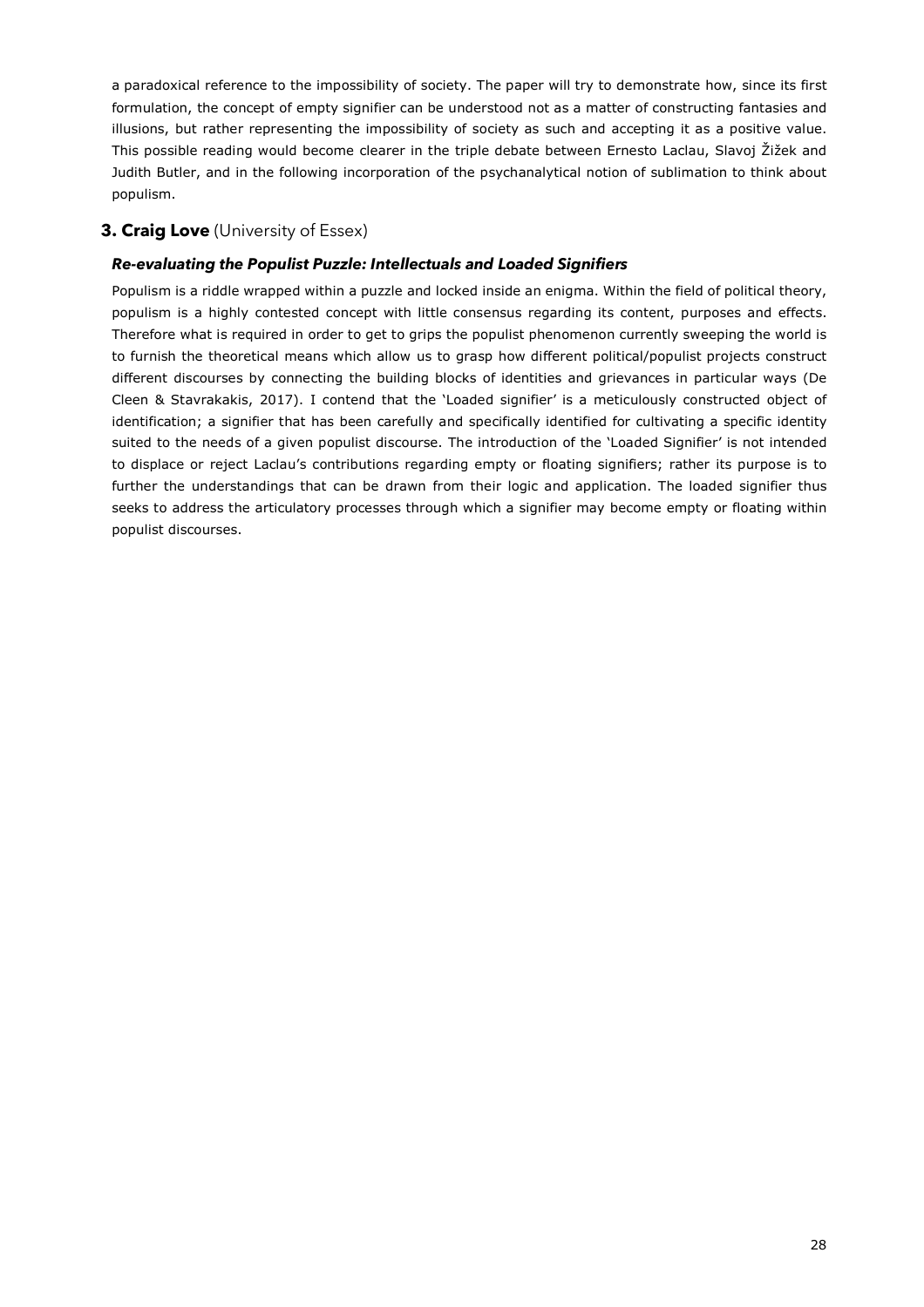a paradoxical reference to the impossibility of society. The paper will try to demonstrate how, since its first formulation, the concept of empty signifier can be understood not as a matter of constructing fantasies and illusions, but rather representing the impossibility of society as such and accepting it as a positive value. This possible reading would become clearer in the triple debate between Ernesto Laclau, Slavoj Žižek and Judith Butler, and in the following incorporation of the psychanalytical notion of sublimation to think about populism.

### 3. **Craig Love** (University of Essex)

#### ***Re-evaluating the Populist Puzzle: Intellectuals and Loaded Signifiers***

Populism is a riddle wrapped within a puzzle and locked inside an enigma. Within the field of political theory, populism is a highly contested concept with little consensus regarding its content, purposes and effects. Therefore what is required in order to get to grips the populist phenomenon currently sweeping the world is to furnish the theoretical means which allow us to grasp how different political/populist projects construct different discourses by connecting the building blocks of identities and grievances in particular ways (De Cleen & Stavrakakis, 2017). I contend that the 'Loaded signifier' is a meticulously constructed object of identification; a signifier that has been carefully and specifically identified for cultivating a specific identity suited to the needs of a given populist discourse. The introduction of the 'Loaded Signifier' is not intended to displace or reject Laclau's contributions regarding empty or floating signifiers; rather its purpose is to further the understandings that can be drawn from their logic and application. The loaded signifier thus seeks to address the articulatory processes through which a signifier may become empty or floating within populist discourses.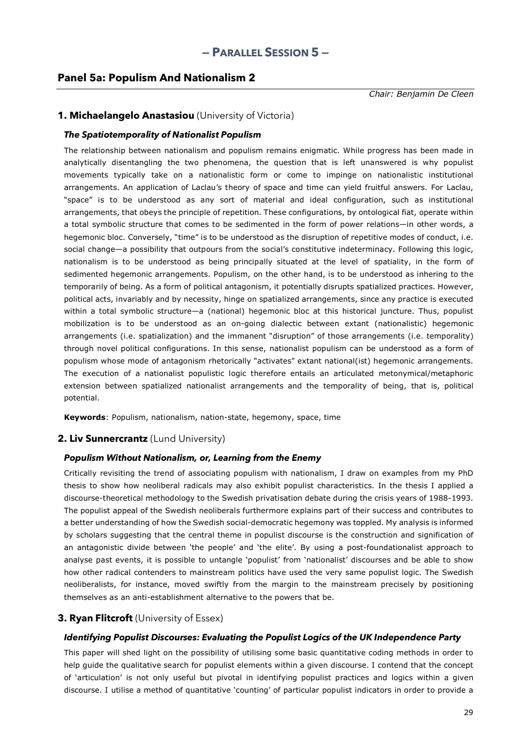# — Parallel Session 5 —

## Panel 5a: Populism And Nationalism 2

*Chair: Benjamin De Cleen*

### 1. Michaelangelo Anastasiou (University of Victoria)

#### *The Spatiotemporality of Nationalist Populism*

The relationship between nationalism and populism remains enigmatic. While progress has been made in analytically disentangling the two phenomena, the question that is left unanswered is why populist movements typically take on a nationalistic form or come to impinge on nationalistic institutional arrangements. An application of Laclau's theory of space and time can yield fruitful answers. For Laclau, "space" is to be understood as any sort of material and ideal configuration, such as institutional arrangements, that obeys the principle of repetition. These configurations, by ontological fiat, operate within a total symbolic structure that comes to be sedimented in the form of power relations—in other words, a hegemonic bloc. Conversely, "time" is to be understood as the disruption of repetitive modes of conduct, i.e. social change—a possibility that outpours from the social's constitutive indeterminacy. Following this logic, nationalism is to be understood as being principally situated at the level of spatiality, in the form of sedimented hegemonic arrangements. Populism, on the other hand, is to be understood as inhering to the temporarily of being. As a form of political antagonism, it potentially disrupts spatialized practices. However, political acts, invariably and by necessity, hinge on spatialized arrangements, since any practice is executed within a total symbolic structure—a (national) hegemonic bloc at this historical juncture. Thus, populist mobilization is to be understood as an on-going dialectic between extant (nationalistic) hegemonic arrangements (i.e. spatialization) and the immanent "disruption" of those arrangements (i.e. temporality) through novel political configurations. In this sense, nationalist populism can be understood as a form of populism whose mode of antagonism rhetorically "activates" extant national(ist) hegemonic arrangements. The execution of a nationalist populistic logic therefore entails an articulated metonymical/metaphoric extension between spatialized nationalist arrangements and the temporality of being, that is, political potential.

**Keywords**: Populism, nationalism, nation-state, hegemony, space, time

### 2. Liv Sunnercrantz (Lund University)

#### *Populism Without Nationalism, or, Learning from the Enemy*

Critically revisiting the trend of associating populism with nationalism, I draw on examples from my PhD thesis to show how neoliberal radicals may also exhibit populist characteristics. In the thesis I applied a discourse-theoretical methodology to the Swedish privatisation debate during the crisis years of 1988-1993. The populist appeal of the Swedish neoliberals furthermore explains part of their success and contributes to a better understanding of how the Swedish social-democratic hegemony was toppled. My analysis is informed by scholars suggesting that the central theme in populist discourse is the construction and signification of an antagonistic divide between 'the people' and 'the elite'. By using a post-foundationalist approach to analyse past events, it is possible to untangle 'populist' from 'nationalist' discourses and be able to show how other radical contenders to mainstream politics have used the very same populist logic. The Swedish neoliberalists, for instance, moved swiftly from the margin to the mainstream precisely by positioning themselves as an anti-establishment alternative to the powers that be.

### 3. Ryan Flitcroft (University of Essex)

#### *Identifying Populist Discourses: Evaluating the Populist Logics of the UK Independence Party*

This paper will shed light on the possibility of utilising some basic quantitative coding methods in order to help guide the qualitative search for populist elements within a given discourse. I contend that the concept of 'articulation' is not only useful but pivotal in identifying populist practices and logics within a given discourse. I utilise a method of quantitative 'counting' of particular populist indicators in order to provide a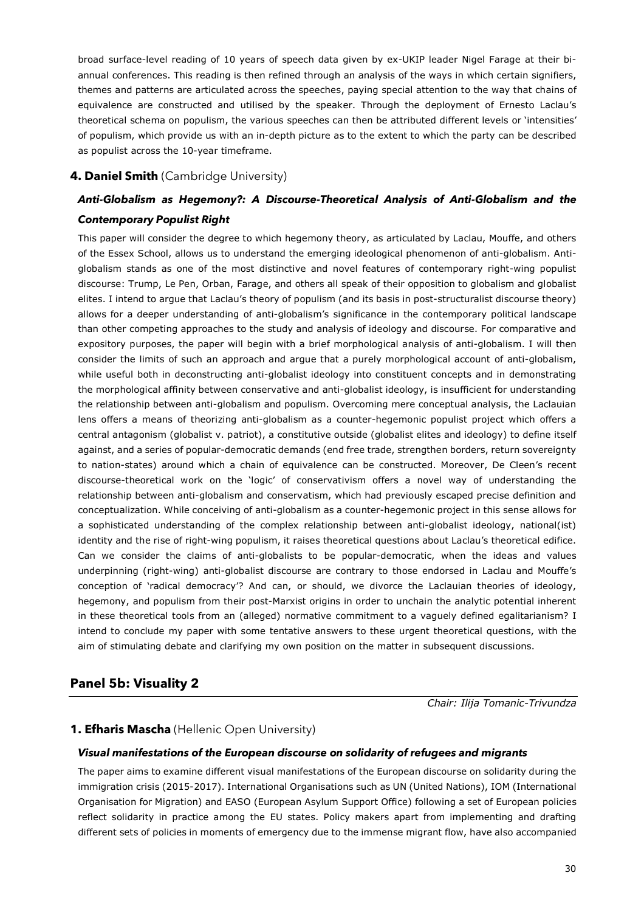broad surface-level reading of 10 years of speech data given by ex-UKIP leader Nigel Farage at their bi-annual conferences. This reading is then refined through an analysis of the ways in which certain signifiers, themes and patterns are articulated across the speeches, paying special attention to the way that chains of equivalence are constructed and utilised by the speaker. Through the deployment of Ernesto Laclau's theoretical schema on populism, the various speeches can then be attributed different levels or 'intensities' of populism, which provide us with an in-depth picture as to the extent to which the party can be described as populist across the 10-year timeframe.

### 4. Daniel Smith (Cambridge University)

#### *Anti-Globalism as Hegemony?: A Discourse-Theoretical Analysis of Anti-Globalism and the Contemporary Populist Right*

This paper will consider the degree to which hegemony theory, as articulated by Laclau, Mouffe, and others of the Essex School, allows us to understand the emerging ideological phenomenon of anti-globalism. Anti-globalism stands as one of the most distinctive and novel features of contemporary right-wing populist discourse: Trump, Le Pen, Orban, Farage, and others all speak of their opposition to globalism and globalist elites. I intend to argue that Laclau's theory of populism (and its basis in post-structuralist discourse theory) allows for a deeper understanding of anti-globalism's significance in the contemporary political landscape than other competing approaches to the study and analysis of ideology and discourse. For comparative and expository purposes, the paper will begin with a brief morphological analysis of anti-globalism. I will then consider the limits of such an approach and argue that a purely morphological account of anti-globalism, while useful both in deconstructing anti-globalist ideology into constituent concepts and in demonstrating the morphological affinity between conservative and anti-globalist ideology, is insufficient for understanding the relationship between anti-globalism and populism. Overcoming mere conceptual analysis, the Laclauian lens offers a means of theorizing anti-globalism as a counter-hegemonic populist project which offers a central antagonism (globalist v. patriot), a constitutive outside (globalist elites and ideology) to define itself against, and a series of popular-democratic demands (end free trade, strengthen borders, return sovereignty to nation-states) around which a chain of equivalence can be constructed. Moreover, De Cleen's recent discourse-theoretical work on the 'logic' of conservativism offers a novel way of understanding the relationship between anti-globalism and conservatism, which had previously escaped precise definition and conceptualization. While conceiving of anti-globalism as a counter-hegemonic project in this sense allows for a sophisticated understanding of the complex relationship between anti-globalist ideology, national(ist) identity and the rise of right-wing populism, it raises theoretical questions about Laclau's theoretical edifice. Can we consider the claims of anti-globalists to be popular-democratic, when the ideas and values underpinning (right-wing) anti-globalist discourse are contrary to those endorsed in Laclau and Mouffe's conception of 'radical democracy'? And can, or should, we divorce the Laclauian theories of ideology, hegemony, and populism from their post-Marxist origins in order to unchain the analytic potential inherent in these theoretical tools from an (alleged) normative commitment to a vaguely defined egalitarianism? I intend to conclude my paper with some tentative answers to these urgent theoretical questions, with the aim of stimulating debate and clarifying my own position on the matter in subsequent discussions.

## Panel 5b: Visuality 2

*Chair: Ilija Tomanic-Trivundza*

### 1. Efharis Mascha (Hellenic Open University)

#### *Visual manifestations of the European discourse on solidarity of refugees and migrants*

The paper aims to examine different visual manifestations of the European discourse on solidarity during the immigration crisis (2015-2017). International Organisations such as UN (United Nations), IOM (International Organisation for Migration) and EASO (European Asylum Support Office) following a set of European policies reflect solidarity in practice among the EU states. Policy makers apart from implementing and drafting different sets of policies in moments of emergency due to the immense migrant flow, have also accompanied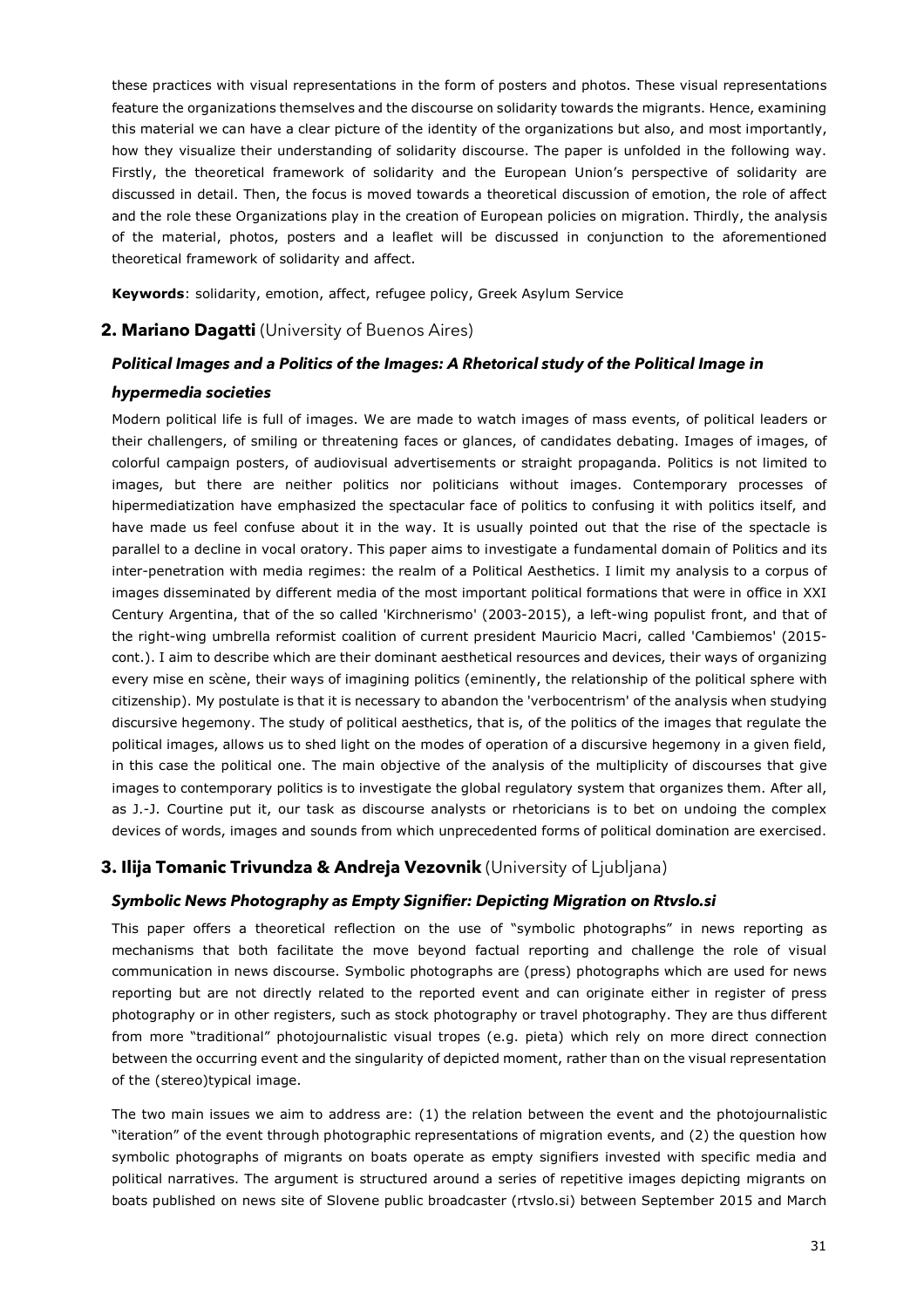these practices with visual representations in the form of posters and photos. These visual representations feature the organizations themselves and the discourse on solidarity towards the migrants. Hence, examining this material we can have a clear picture of the identity of the organizations but also, and most importantly, how they visualize their understanding of solidarity discourse. The paper is unfolded in the following way. Firstly, the theoretical framework of solidarity and the European Union's perspective of solidarity are discussed in detail. Then, the focus is moved towards a theoretical discussion of emotion, the role of affect and the role these Organizations play in the creation of European policies on migration. Thirdly, the analysis of the material, photos, posters and a leaflet will be discussed in conjunction to the aforementioned theoretical framework of solidarity and affect.

**Keywords**: solidarity, emotion, affect, refugee policy, Greek Asylum Service

## 2. Mariano Dagatti (University of Buenos Aires)

### *Political Images and a Politics of the Images: A Rhetorical study of the Political Image in hypermedia societies*

Modern political life is full of images. We are made to watch images of mass events, of political leaders or their challengers, of smiling or threatening faces or glances, of candidates debating. Images of images, of colorful campaign posters, of audiovisual advertisements or straight propaganda. Politics is not limited to images, but there are neither politics nor politicians without images. Contemporary processes of hipermediatization have emphasized the spectacular face of politics to confusing it with politics itself, and have made us feel confuse about it in the way. It is usually pointed out that the rise of the spectacle is parallel to a decline in vocal oratory. This paper aims to investigate a fundamental domain of Politics and its inter-penetration with media regimes: the realm of a Political Aesthetics. I limit my analysis to a corpus of images disseminated by different media of the most important political formations that were in office in XXI Century Argentina, that of the so called 'Kirchnerismo' (2003-2015), a left-wing populist front, and that of the right-wing umbrella reformist coalition of current president Mauricio Macri, called 'Cambiemos' (2015-cont.). I aim to describe which are their dominant aesthetical resources and devices, their ways of organizing every mise en scène, their ways of imagining politics (eminently, the relationship of the political sphere with citizenship). My postulate is that it is necessary to abandon the 'verbocentrism' of the analysis when studying discursive hegemony. The study of political aesthetics, that is, of the politics of the images that regulate the political images, allows us to shed light on the modes of operation of a discursive hegemony in a given field, in this case the political one. The main objective of the analysis of the multiplicity of discourses that give images to contemporary politics is to investigate the global regulatory system that organizes them. After all, as J.-J. Courtine put it, our task as discourse analysts or rhetoricians is to bet on undoing the complex devices of words, images and sounds from which unprecedented forms of political domination are exercised.

## 3. Ilija Tomanic Trivundza & Andreja Vezovnik (University of Ljubljana)

### *Symbolic News Photography as Empty Signifier: Depicting Migration on Rtvslo.si*

This paper offers a theoretical reflection on the use of "symbolic photographs" in news reporting as mechanisms that both facilitate the move beyond factual reporting and challenge the role of visual communication in news discourse. Symbolic photographs are (press) photographs which are used for news reporting but are not directly related to the reported event and can originate either in register of press photography or in other registers, such as stock photography or travel photography. They are thus different from more "traditional" photojournalistic visual tropes (e.g. pieta) which rely on more direct connection between the occurring event and the singularity of depicted moment, rather than on the visual representation of the (stereo)typical image.

The two main issues we aim to address are: (1) the relation between the event and the photojournalistic "iteration" of the event through photographic representations of migration events, and (2) the question how symbolic photographs of migrants on boats operate as empty signifiers invested with specific media and political narratives. The argument is structured around a series of repetitive images depicting migrants on boats published on news site of Slovene public broadcaster (rtvslo.si) between September 2015 and March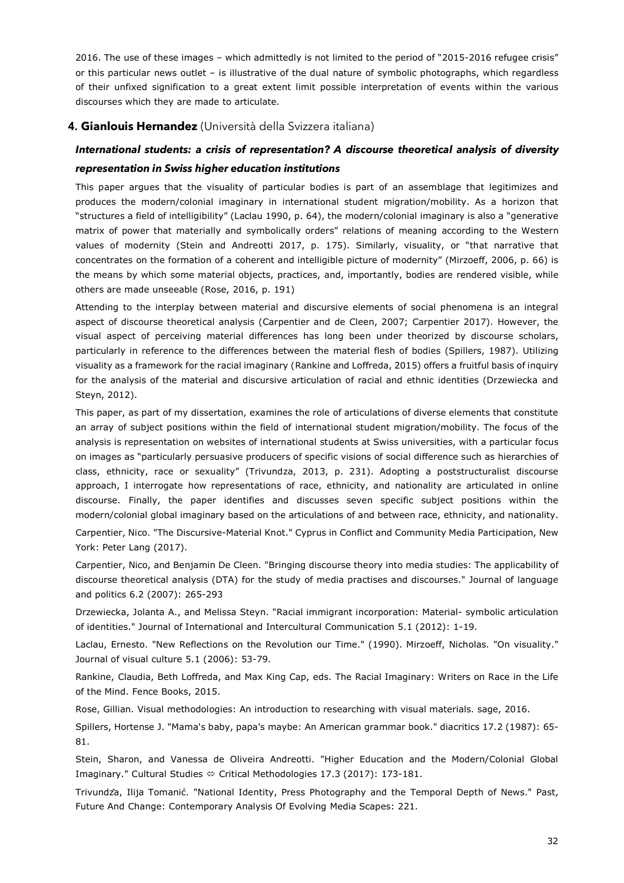2016. The use of these images – which admittedly is not limited to the period of "2015-2016 refugee crisis" or this particular news outlet – is illustrative of the dual nature of symbolic photographs, which regardless of their unfixed signification to a great extent limit possible interpretation of events within the various discourses which they are made to articulate.

### 4. **Gianlouis Hernandez** (Università della Svizzera italiana)

#### ***International students: a crisis of representation? A discourse theoretical analysis of diversity representation in Swiss higher education institutions***

This paper argues that the visuality of particular bodies is part of an assemblage that legitimizes and produces the modern/colonial imaginary in international student migration/mobility. As a horizon that "structures a field of intelligibility" (Laclau 1990, p. 64), the modern/colonial imaginary is also a "generative matrix of power that materially and symbolically orders" relations of meaning according to the Western values of modernity (Stein and Andreotti 2017, p. 175). Similarly, visuality, or "that narrative that concentrates on the formation of a coherent and intelligible picture of modernity" (Mirzoeff, 2006, p. 66) is the means by which some material objects, practices, and, importantly, bodies are rendered visible, while others are made unseeable (Rose, 2016, p. 191)

Attending to the interplay between material and discursive elements of social phenomena is an integral aspect of discourse theoretical analysis (Carpentier and de Cleen, 2007; Carpentier 2017). However, the visual aspect of perceiving material differences has long been under theorized by discourse scholars, particularly in reference to the differences between the material flesh of bodies (Spillers, 1987). Utilizing visuality as a framework for the racial imaginary (Rankine and Loffreda, 2015) offers a fruitful basis of inquiry for the analysis of the material and discursive articulation of racial and ethnic identities (Drzewiecka and Steyn, 2012).

This paper, as part of my dissertation, examines the role of articulations of diverse elements that constitute an array of subject positions within the field of international student migration/mobility. The focus of the analysis is representation on websites of international students at Swiss universities, with a particular focus on images as "particularly persuasive producers of specific visions of social difference such as hierarchies of class, ethnicity, race or sexuality" (Trivundza, 2013, p. 231). Adopting a poststructuralist discourse approach, I interrogate how representations of race, ethnicity, and nationality are articulated in online discourse. Finally, the paper identifies and discusses seven specific subject positions within the modern/colonial global imaginary based on the articulations of and between race, ethnicity, and nationality.

Carpentier, Nico. "The Discursive-Material Knot." Cyprus in Conflict and Community Media Participation, New York: Peter Lang (2017).

Carpentier, Nico, and Benjamin De Cleen. "Bringing discourse theory into media studies: The applicability of discourse theoretical analysis (DTA) for the study of media practises and discourses." Journal of language and politics 6.2 (2007): 265-293

Drzewiecka, Jolanta A., and Melissa Steyn. "Racial immigrant incorporation: Material- symbolic articulation of identities." Journal of International and Intercultural Communication 5.1 (2012): 1-19.

Laclau, Ernesto. "New Reflections on the Revolution our Time." (1990). Mirzoeff, Nicholas. "On visuality." Journal of visual culture 5.1 (2006): 53-79.

Rankine, Claudia, Beth Loffreda, and Max King Cap, eds. The Racial Imaginary: Writers on Race in the Life of the Mind. Fence Books, 2015.

Rose, Gillian. Visual methodologies: An introduction to researching with visual materials. sage, 2016.

Spillers, Hortense J. "Mama's baby, papa's maybe: An American grammar book." diacritics 17.2 (1987): 65-81.

Stein, Sharon, and Vanessa de Oliveira Andreotti. "Higher Education and the Modern/Colonial Global Imaginary." Cultural Studies ⇔ Critical Methodologies 17.3 (2017): 173-181.

Trivundža, Ilija Tomanić. "National Identity, Press Photography and the Temporal Depth of News." Past, Future And Change: Contemporary Analysis Of Evolving Media Scapes: 221.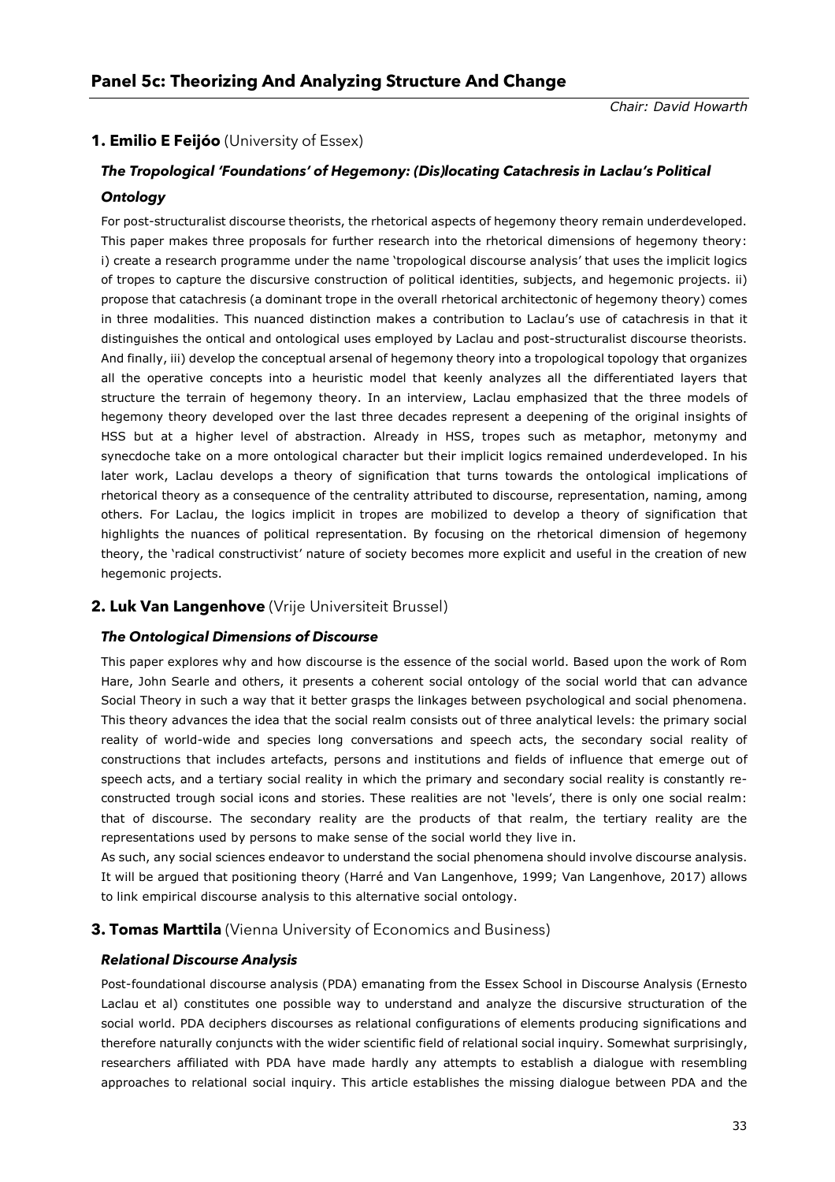## Panel 5c: Theorizing And Analyzing Structure And Change

*Chair: David Howarth*

### 1. Emilio E Feijóo (University of Essex)

#### *The Tropological 'Foundations' of Hegemony: (Dis)locating Catachresis in Laclau's Political Ontology*

For post-structuralist discourse theorists, the rhetorical aspects of hegemony theory remain underdeveloped. This paper makes three proposals for further research into the rhetorical dimensions of hegemony theory: i) create a research programme under the name 'tropological discourse analysis' that uses the implicit logics of tropes to capture the discursive construction of political identities, subjects, and hegemonic projects. ii) propose that catachresis (a dominant trope in the overall rhetorical architectonic of hegemony theory) comes in three modalities. This nuanced distinction makes a contribution to Laclau's use of catachresis in that it distinguishes the ontical and ontological uses employed by Laclau and post-structuralist discourse theorists. And finally, iii) develop the conceptual arsenal of hegemony theory into a tropological topology that organizes all the operative concepts into a heuristic model that keenly analyzes all the differentiated layers that structure the terrain of hegemony theory. In an interview, Laclau emphasized that the three models of hegemony theory developed over the last three decades represent a deepening of the original insights of HSS but at a higher level of abstraction. Already in HSS, tropes such as metaphor, metonymy and synecdoche take on a more ontological character but their implicit logics remained underdeveloped. In his later work, Laclau develops a theory of signification that turns towards the ontological implications of rhetorical theory as a consequence of the centrality attributed to discourse, representation, naming, among others. For Laclau, the logics implicit in tropes are mobilized to develop a theory of signification that highlights the nuances of political representation. By focusing on the rhetorical dimension of hegemony theory, the 'radical constructivist' nature of society becomes more explicit and useful in the creation of new hegemonic projects.

### 2. Luk Van Langenhove (Vrije Universiteit Brussel)

#### *The Ontological Dimensions of Discourse*

This paper explores why and how discourse is the essence of the social world. Based upon the work of Rom Hare, John Searle and others, it presents a coherent social ontology of the social world that can advance Social Theory in such a way that it better grasps the linkages between psychological and social phenomena. This theory advances the idea that the social realm consists out of three analytical levels: the primary social reality of world-wide and species long conversations and speech acts, the secondary social reality of constructions that includes artefacts, persons and institutions and fields of influence that emerge out of speech acts, and a tertiary social reality in which the primary and secondary social reality is constantly re-constructed trough social icons and stories. These realities are not 'levels', there is only one social realm: that of discourse. The secondary reality are the products of that realm, the tertiary reality are the representations used by persons to make sense of the social world they live in.

As such, any social sciences endeavor to understand the social phenomena should involve discourse analysis. It will be argued that positioning theory (Harré and Van Langenhove, 1999; Van Langenhove, 2017) allows to link empirical discourse analysis to this alternative social ontology.

### 3. Tomas Marttila (Vienna University of Economics and Business)

#### *Relational Discourse Analysis*

Post-foundational discourse analysis (PDA) emanating from the Essex School in Discourse Analysis (Ernesto Laclau et al) constitutes one possible way to understand and analyze the discursive structuration of the social world. PDA deciphers discourses as relational configurations of elements producing significations and therefore naturally conjuncts with the wider scientific field of relational social inquiry. Somewhat surprisingly, researchers affiliated with PDA have made hardly any attempts to establish a dialogue with resembling approaches to relational social inquiry. This article establishes the missing dialogue between PDA and the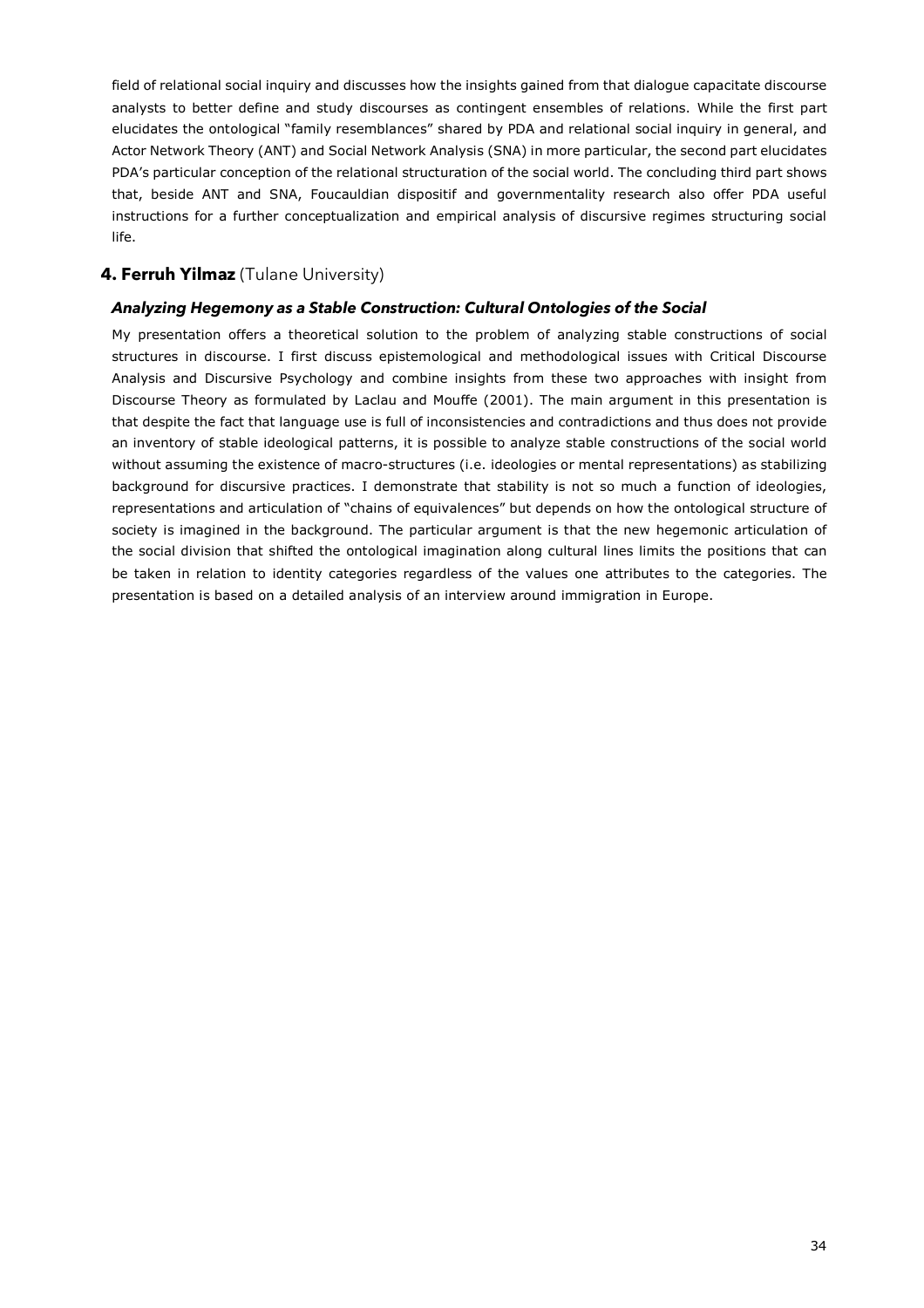field of relational social inquiry and discusses how the insights gained from that dialogue capacitate discourse analysts to better define and study discourses as contingent ensembles of relations. While the first part elucidates the ontological "family resemblances" shared by PDA and relational social inquiry in general, and Actor Network Theory (ANT) and Social Network Analysis (SNA) in more particular, the second part elucidates PDA's particular conception of the relational structuration of the social world. The concluding third part shows that, beside ANT and SNA, Foucauldian dispositif and governmentality research also offer PDA useful instructions for a further conceptualization and empirical analysis of discursive regimes structuring social life.

## 4. **Ferruh Yilmaz** (Tulane University)

### ***Analyzing Hegemony as a Stable Construction: Cultural Ontologies of the Social***

My presentation offers a theoretical solution to the problem of analyzing stable constructions of social structures in discourse. I first discuss epistemological and methodological issues with Critical Discourse Analysis and Discursive Psychology and combine insights from these two approaches with insight from Discourse Theory as formulated by Laclau and Mouffe (2001). The main argument in this presentation is that despite the fact that language use is full of inconsistencies and contradictions and thus does not provide an inventory of stable ideological patterns, it is possible to analyze stable constructions of the social world without assuming the existence of macro-structures (i.e. ideologies or mental representations) as stabilizing background for discursive practices. I demonstrate that stability is not so much a function of ideologies, representations and articulation of "chains of equivalences" but depends on how the ontological structure of society is imagined in the background. The particular argument is that the new hegemonic articulation of the social division that shifted the ontological imagination along cultural lines limits the positions that can be taken in relation to identity categories regardless of the values one attributes to the categories. The presentation is based on a detailed analysis of an interview around immigration in Europe.